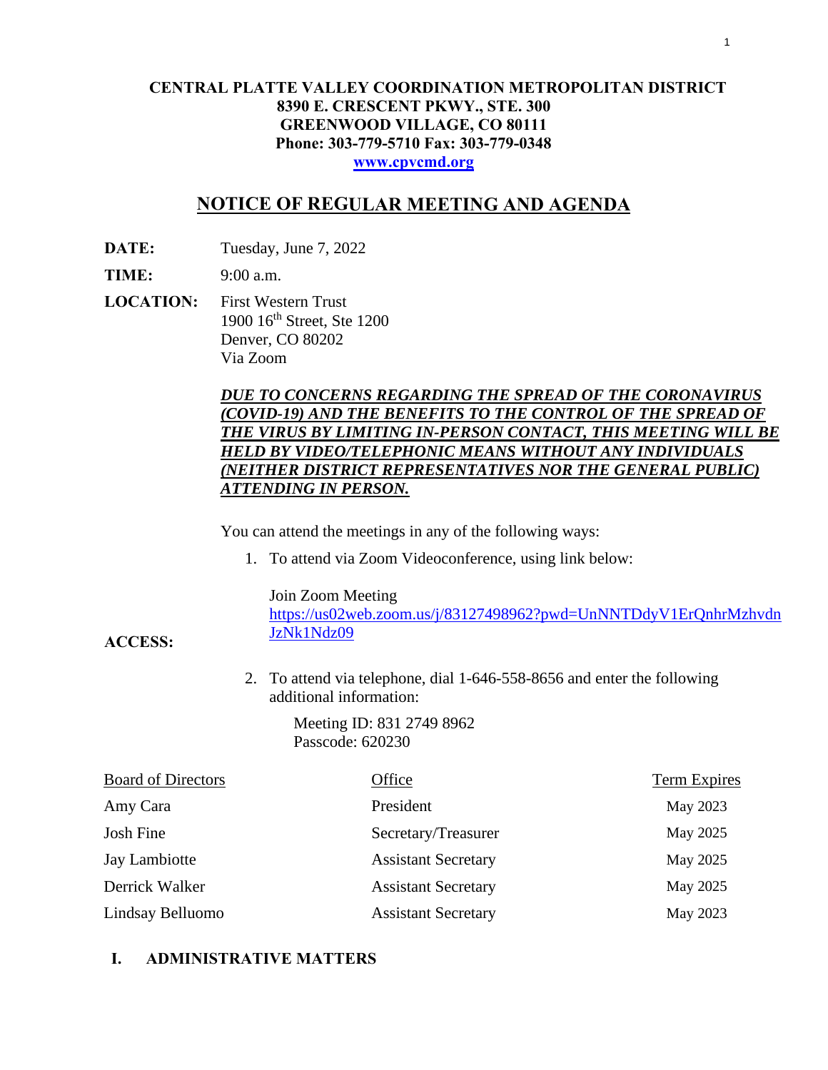**CENTRAL PLATTE VALLEY COORDINATION METROPOLITAN DISTRICT**
**8390 E. CRESCENT PKWY., STE. 300**
**GREENWOOD VILLAGE, CO 80111**
**Phone: 303-779-5710 Fax: 303-779-0348**
**[www.cpvcmd.org](http://www.cpvcmd.org)**

# NOTICE OF REGULAR MEETING AND AGENDA

**DATE:** Tuesday, June 7, 2022

**TIME:** 9:00 a.m.

**LOCATION:** First Western Trust
1900 16th Street, Ste 1200
Denver, CO 80202
Via Zoom

***DUE TO CONCERNS REGARDING THE SPREAD OF THE CORONAVIRUS (COVID-19) AND THE BENEFITS TO THE CONTROL OF THE SPREAD OF THE VIRUS BY LIMITING IN-PERSON CONTACT, THIS MEETING WILL BE HELD BY VIDEO/TELEPHONIC MEANS WITHOUT ANY INDIVIDUALS (NEITHER DISTRICT REPRESENTATIVES NOR THE GENERAL PUBLIC) ATTENDING IN PERSON.***

**ACCESS:**

You can attend the meetings in any of the following ways:

1. To attend via Zoom Videoconference, using link below:

   Join Zoom Meeting
   https://us02web.zoom.us/j/83127498962?pwd=UnNNTDdyV1ErQnhrMzhvdnJzNk1Ndz09

2. To attend via telephone, dial 1-646-558-8656 and enter the following additional information:

   Meeting ID: 831 2749 8962
   Passcode: 620230

| Board of Directors | Office | Term Expires |
|---|---|---|
| Amy Cara | President | May 2023 |
| Josh Fine | Secretary/Treasurer | May 2025 |
| Jay Lambiotte | Assistant Secretary | May 2025 |
| Derrick Walker | Assistant Secretary | May 2025 |
| Lindsay Belluomo | Assistant Secretary | May 2023 |

## I. ADMINISTRATIVE MATTERS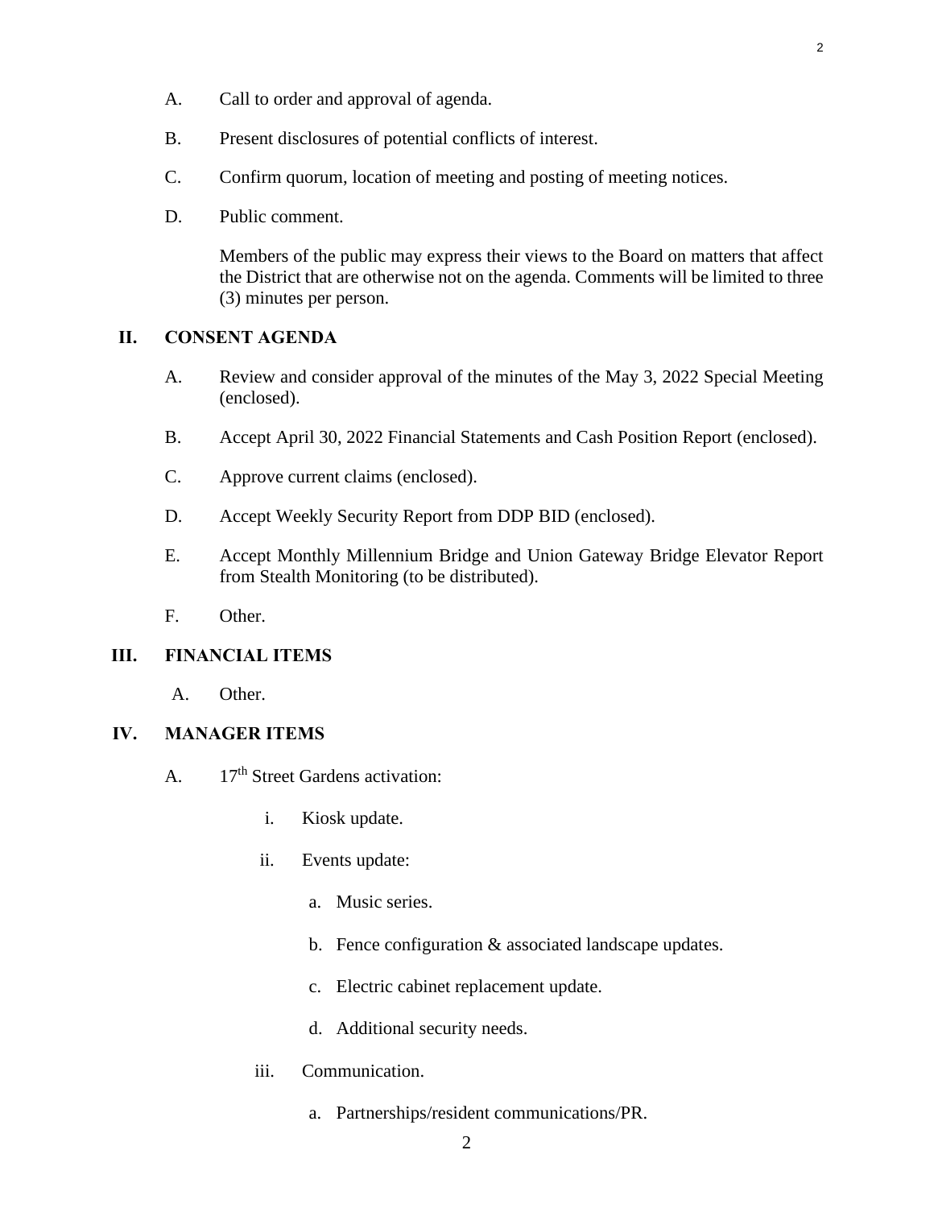A. Call to order and approval of agenda.

B. Present disclosures of potential conflicts of interest.

C. Confirm quorum, location of meeting and posting of meeting notices.

D. Public comment.

Members of the public may express their views to the Board on matters that affect the District that are otherwise not on the agenda. Comments will be limited to three (3) minutes per person.

## II. CONSENT AGENDA

A. Review and consider approval of the minutes of the May 3, 2022 Special Meeting (enclosed).

B. Accept April 30, 2022 Financial Statements and Cash Position Report (enclosed).

C. Approve current claims (enclosed).

D. Accept Weekly Security Report from DDP BID (enclosed).

E. Accept Monthly Millennium Bridge and Union Gateway Bridge Elevator Report from Stealth Monitoring (to be distributed).

F. Other.

## III. FINANCIAL ITEMS

A. Other.

## IV. MANAGER ITEMS

A. 17th Street Gardens activation:

- i. Kiosk update.
- ii. Events update:
  - a. Music series.
  - b. Fence configuration & associated landscape updates.
  - c. Electric cabinet replacement update.
  - d. Additional security needs.
- iii. Communication.
  - a. Partnerships/resident communications/PR.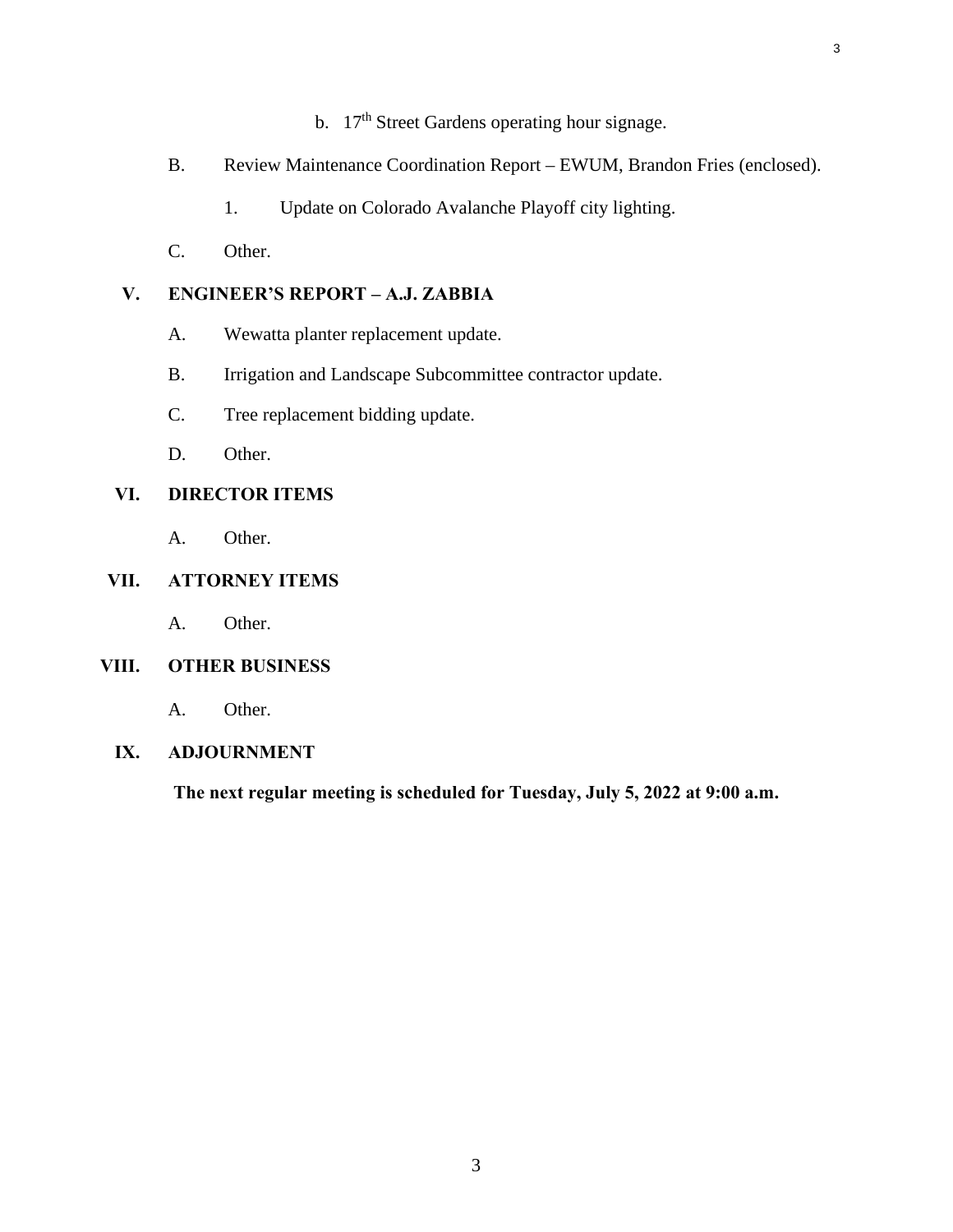b. 17th Street Gardens operating hour signage.

B. Review Maintenance Coordination Report – EWUM, Brandon Fries (enclosed).

1. Update on Colorado Avalanche Playoff city lighting.

C. Other.

## V. ENGINEER'S REPORT – A.J. ZABBIA

A. Wewatta planter replacement update.

B. Irrigation and Landscape Subcommittee contractor update.

C. Tree replacement bidding update.

D. Other.

## VI. DIRECTOR ITEMS

A. Other.

## VII. ATTORNEY ITEMS

A. Other.

## VIII. OTHER BUSINESS

A. Other.

## IX. ADJOURNMENT

**The next regular meeting is scheduled for Tuesday, July 5, 2022 at 9:00 a.m.**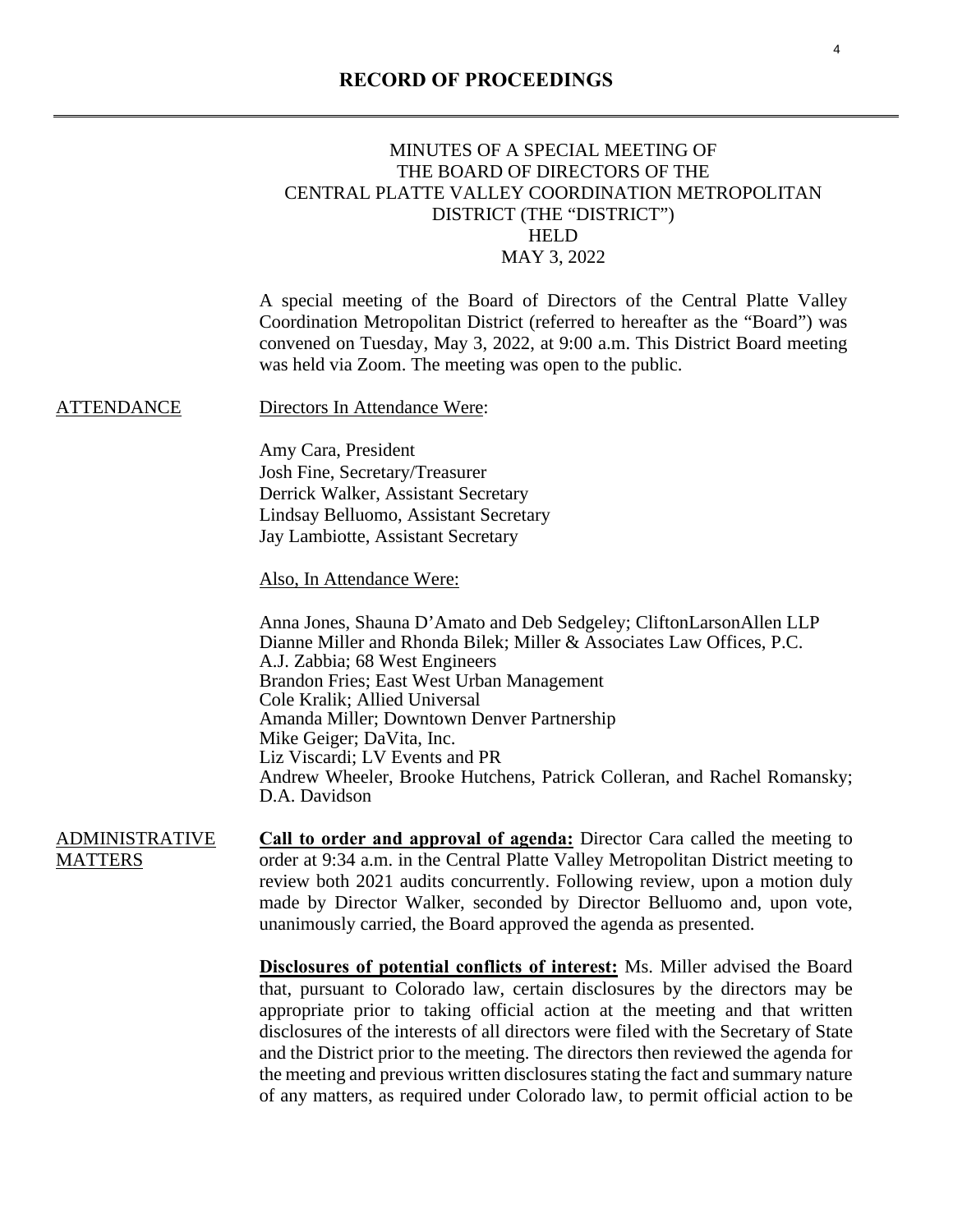# RECORD OF PROCEEDINGS

MINUTES OF A SPECIAL MEETING OF
THE BOARD OF DIRECTORS OF THE
CENTRAL PLATTE VALLEY COORDINATION METROPOLITAN
DISTRICT (THE "DISTRICT")
HELD
MAY 3, 2022

A special meeting of the Board of Directors of the Central Platte Valley Coordination Metropolitan District (referred to hereafter as the "Board") was convened on Tuesday, May 3, 2022, at 9:00 a.m. This District Board meeting was held via Zoom. The meeting was open to the public.

ATTENDANCE

Directors In Attendance Were:

Amy Cara, President
Josh Fine, Secretary/Treasurer
Derrick Walker, Assistant Secretary
Lindsay Belluomo, Assistant Secretary
Jay Lambiotte, Assistant Secretary

Also, In Attendance Were:

Anna Jones, Shauna D'Amato and Deb Sedgeley; CliftonLarsonAllen LLP
Dianne Miller and Rhonda Bilek; Miller & Associates Law Offices, P.C.
A.J. Zabbia; 68 West Engineers
Brandon Fries; East West Urban Management
Cole Kralik; Allied Universal
Amanda Miller; Downtown Denver Partnership
Mike Geiger; DaVita, Inc.
Liz Viscardi; LV Events and PR
Andrew Wheeler, Brooke Hutchens, Patrick Colleran, and Rachel Romansky; D.A. Davidson

ADMINISTRATIVE MATTERS

**Call to order and approval of agenda:** Director Cara called the meeting to order at 9:34 a.m. in the Central Platte Valley Metropolitan District meeting to review both 2021 audits concurrently. Following review, upon a motion duly made by Director Walker, seconded by Director Belluomo and, upon vote, unanimously carried, the Board approved the agenda as presented.

**Disclosures of potential conflicts of interest:** Ms. Miller advised the Board that, pursuant to Colorado law, certain disclosures by the directors may be appropriate prior to taking official action at the meeting and that written disclosures of the interests of all directors were filed with the Secretary of State and the District prior to the meeting. The directors then reviewed the agenda for the meeting and previous written disclosures stating the fact and summary nature of any matters, as required under Colorado law, to permit official action to be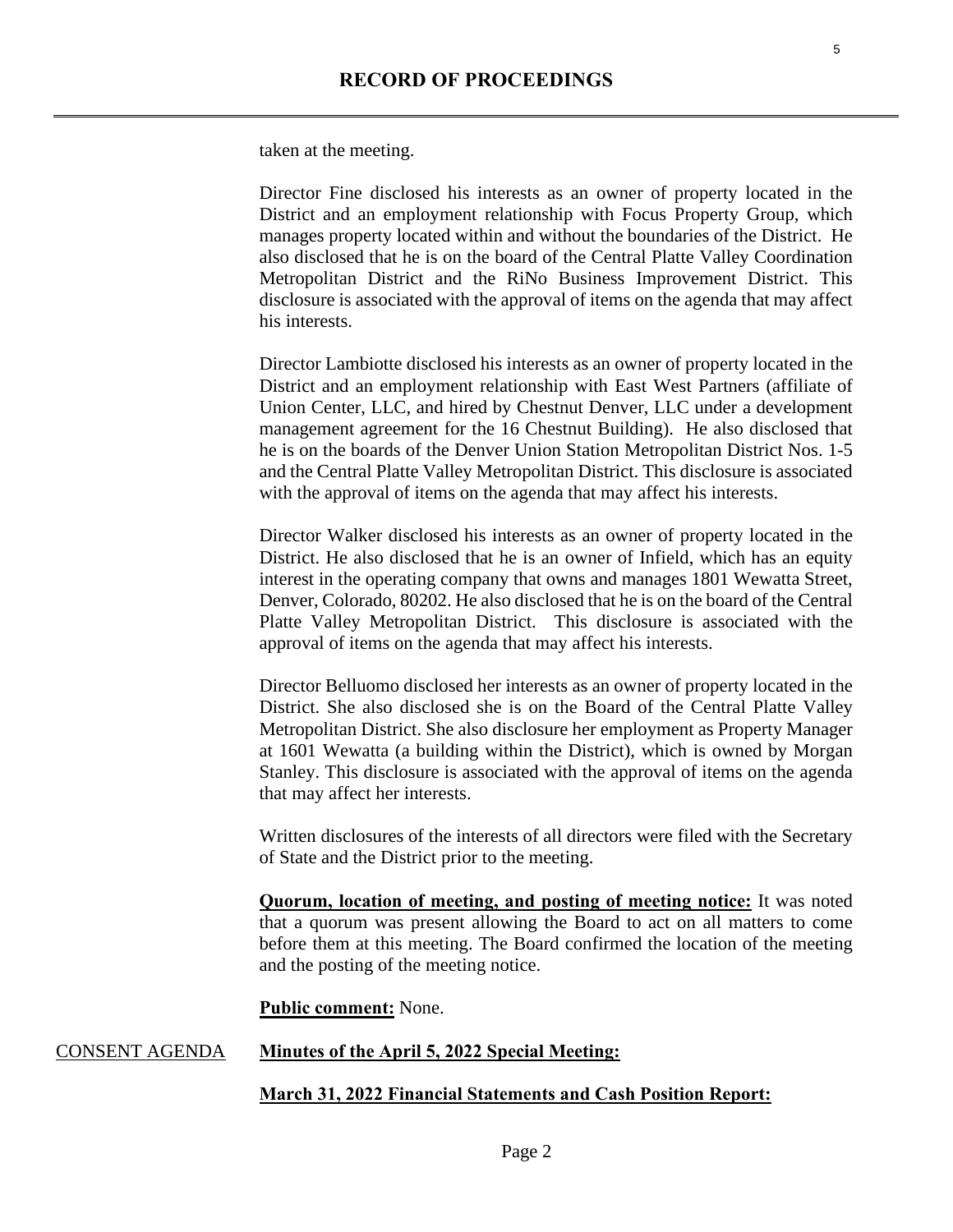taken at the meeting.

Director Fine disclosed his interests as an owner of property located in the District and an employment relationship with Focus Property Group, which manages property located within and without the boundaries of the District. He also disclosed that he is on the board of the Central Platte Valley Coordination Metropolitan District and the RiNo Business Improvement District. This disclosure is associated with the approval of items on the agenda that may affect his interests.

Director Lambiotte disclosed his interests as an owner of property located in the District and an employment relationship with East West Partners (affiliate of Union Center, LLC, and hired by Chestnut Denver, LLC under a development management agreement for the 16 Chestnut Building). He also disclosed that he is on the boards of the Denver Union Station Metropolitan District Nos. 1-5 and the Central Platte Valley Metropolitan District. This disclosure is associated with the approval of items on the agenda that may affect his interests.

Director Walker disclosed his interests as an owner of property located in the District. He also disclosed that he is an owner of Infield, which has an equity interest in the operating company that owns and manages 1801 Wewatta Street, Denver, Colorado, 80202. He also disclosed that he is on the board of the Central Platte Valley Metropolitan District. This disclosure is associated with the approval of items on the agenda that may affect his interests.

Director Belluomo disclosed her interests as an owner of property located in the District. She also disclosed she is on the Board of the Central Platte Valley Metropolitan District. She also disclosure her employment as Property Manager at 1601 Wewatta (a building within the District), which is owned by Morgan Stanley. This disclosure is associated with the approval of items on the agenda that may affect her interests.

Written disclosures of the interests of all directors were filed with the Secretary of State and the District prior to the meeting.

**Quorum, location of meeting, and posting of meeting notice:** It was noted that a quorum was present allowing the Board to act on all matters to come before them at this meeting. The Board confirmed the location of the meeting and the posting of the meeting notice.

**Public comment:** None.

CONSENT AGENDA **Minutes of the April 5, 2022 Special Meeting:**

**March 31, 2022 Financial Statements and Cash Position Report:**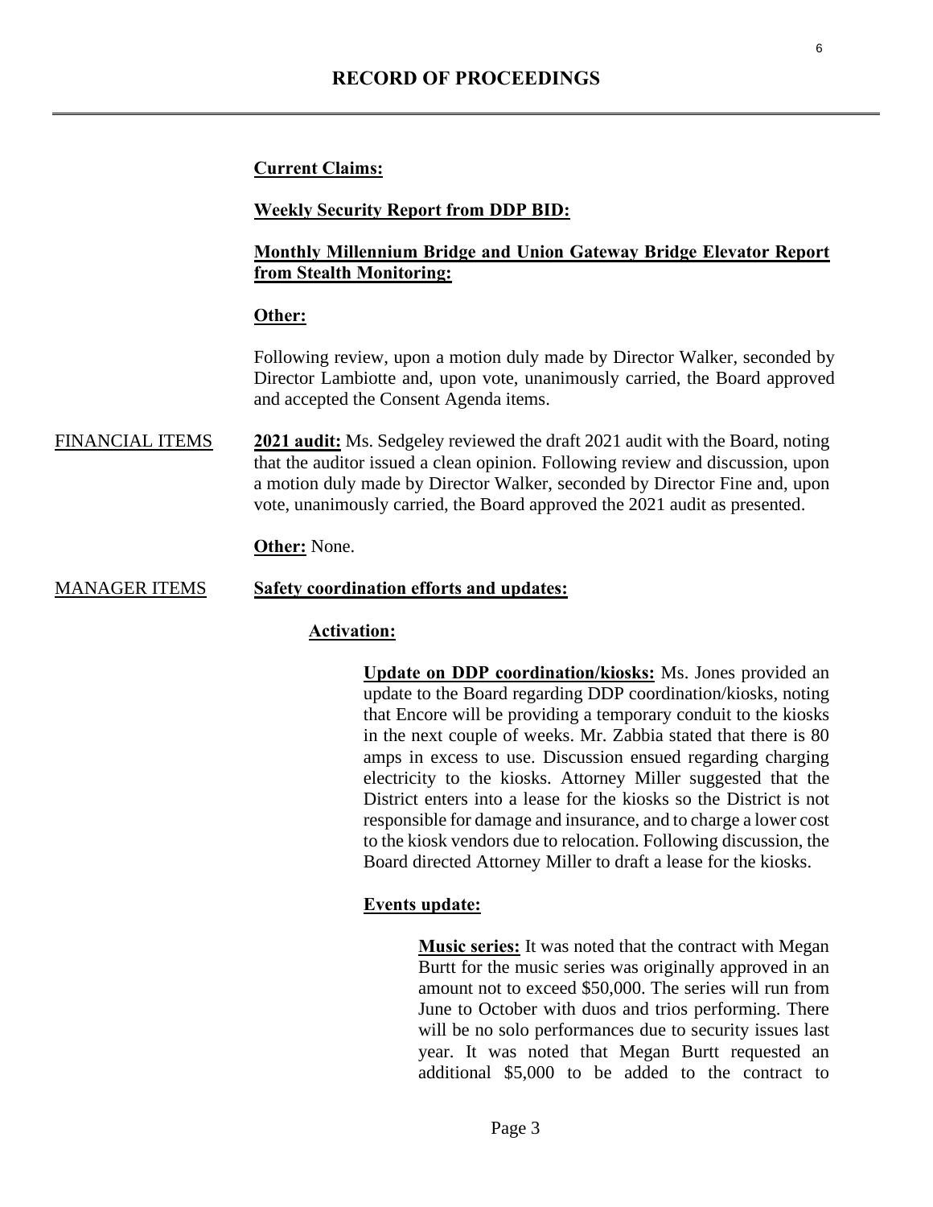**Current Claims:**

**Weekly Security Report from DDP BID:**

**Monthly Millennium Bridge and Union Gateway Bridge Elevator Report from Stealth Monitoring:**

**Other:**

Following review, upon a motion duly made by Director Walker, seconded by Director Lambiotte and, upon vote, unanimously carried, the Board approved and accepted the Consent Agenda items.

FINANCIAL ITEMS

**2021 audit:** Ms. Sedgeley reviewed the draft 2021 audit with the Board, noting that the auditor issued a clean opinion. Following review and discussion, upon a motion duly made by Director Walker, seconded by Director Fine and, upon vote, unanimously carried, the Board approved the 2021 audit as presented.

**Other:** None.

MANAGER ITEMS

**Safety coordination efforts and updates:**

**Activation:**

**Update on DDP coordination/kiosks:** Ms. Jones provided an update to the Board regarding DDP coordination/kiosks, noting that Encore will be providing a temporary conduit to the kiosks in the next couple of weeks. Mr. Zabbia stated that there is 80 amps in excess to use. Discussion ensued regarding charging electricity to the kiosks. Attorney Miller suggested that the District enters into a lease for the kiosks so the District is not responsible for damage and insurance, and to charge a lower cost to the kiosk vendors due to relocation. Following discussion, the Board directed Attorney Miller to draft a lease for the kiosks.

**Events update:**

**Music series:** It was noted that the contract with Megan Burtt for the music series was originally approved in an amount not to exceed $50,000. The series will run from June to October with duos and trios performing. There will be no solo performances due to security issues last year. It was noted that Megan Burtt requested an additional $5,000 to be added to the contract to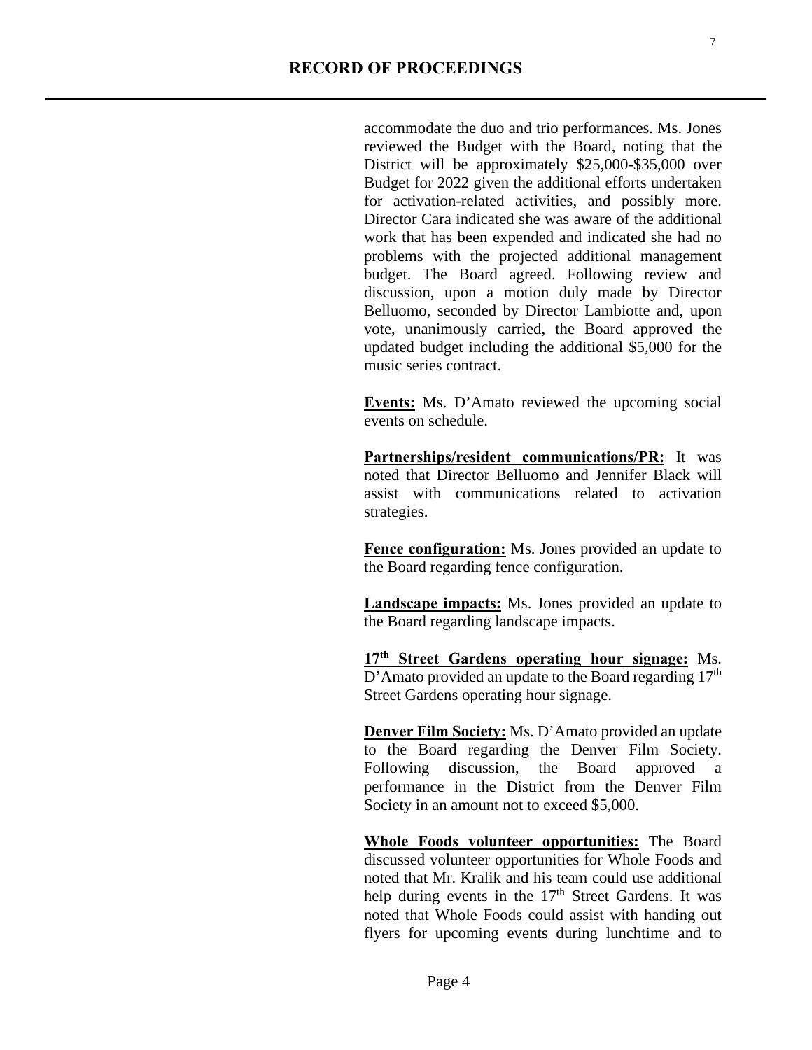accommodate the duo and trio performances. Ms. Jones reviewed the Budget with the Board, noting that the District will be approximately $25,000-$35,000 over Budget for 2022 given the additional efforts undertaken for activation-related activities, and possibly more. Director Cara indicated she was aware of the additional work that has been expended and indicated she had no problems with the projected additional management budget. The Board agreed. Following review and discussion, upon a motion duly made by Director Belluomo, seconded by Director Lambiotte and, upon vote, unanimously carried, the Board approved the updated budget including the additional $5,000 for the music series contract.

**Events:** Ms. D'Amato reviewed the upcoming social events on schedule.

**Partnerships/resident communications/PR:** It was noted that Director Belluomo and Jennifer Black will assist with communications related to activation strategies.

**Fence configuration:** Ms. Jones provided an update to the Board regarding fence configuration.

**Landscape impacts:** Ms. Jones provided an update to the Board regarding landscape impacts.

**17th Street Gardens operating hour signage:** Ms. D'Amato provided an update to the Board regarding 17th Street Gardens operating hour signage.

**Denver Film Society:** Ms. D'Amato provided an update to the Board regarding the Denver Film Society. Following discussion, the Board approved a performance in the District from the Denver Film Society in an amount not to exceed $5,000.

**Whole Foods volunteer opportunities:** The Board discussed volunteer opportunities for Whole Foods and noted that Mr. Kralik and his team could use additional help during events in the 17th Street Gardens. It was noted that Whole Foods could assist with handing out flyers for upcoming events during lunchtime and to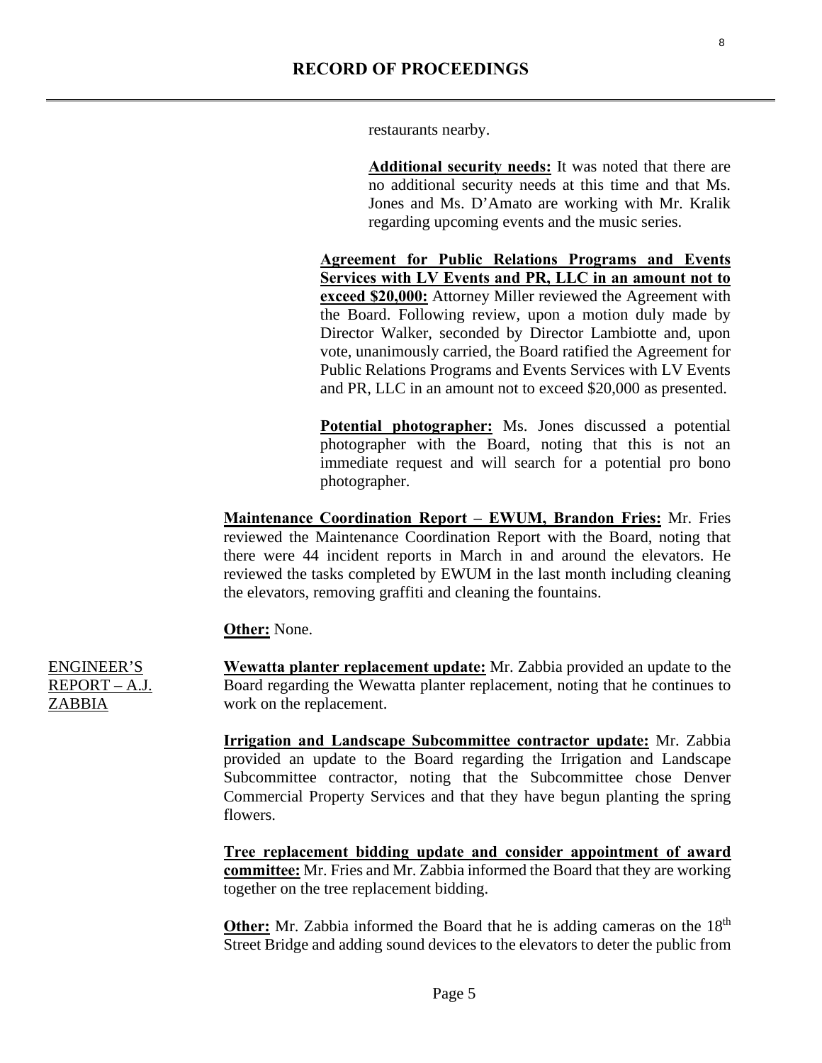restaurants nearby.

**Additional security needs:** It was noted that there are no additional security needs at this time and that Ms. Jones and Ms. D'Amato are working with Mr. Kralik regarding upcoming events and the music series.

**Agreement for Public Relations Programs and Events Services with LV Events and PR, LLC in an amount not to exceed $20,000:** Attorney Miller reviewed the Agreement with the Board. Following review, upon a motion duly made by Director Walker, seconded by Director Lambiotte and, upon vote, unanimously carried, the Board ratified the Agreement for Public Relations Programs and Events Services with LV Events and PR, LLC in an amount not to exceed $20,000 as presented.

**Potential photographer:** Ms. Jones discussed a potential photographer with the Board, noting that this is not an immediate request and will search for a potential pro bono photographer.

**Maintenance Coordination Report – EWUM, Brandon Fries:** Mr. Fries reviewed the Maintenance Coordination Report with the Board, noting that there were 44 incident reports in March in and around the elevators. He reviewed the tasks completed by EWUM in the last month including cleaning the elevators, removing graffiti and cleaning the fountains.

**Other:** None.

ENGINEER'S REPORT – A.J. ZABBIA

**Wewatta planter replacement update:** Mr. Zabbia provided an update to the Board regarding the Wewatta planter replacement, noting that he continues to work on the replacement.

**Irrigation and Landscape Subcommittee contractor update:** Mr. Zabbia provided an update to the Board regarding the Irrigation and Landscape Subcommittee contractor, noting that the Subcommittee chose Denver Commercial Property Services and that they have begun planting the spring flowers.

**Tree replacement bidding update and consider appointment of award committee:** Mr. Fries and Mr. Zabbia informed the Board that they are working together on the tree replacement bidding.

**Other:** Mr. Zabbia informed the Board that he is adding cameras on the 18th Street Bridge and adding sound devices to the elevators to deter the public from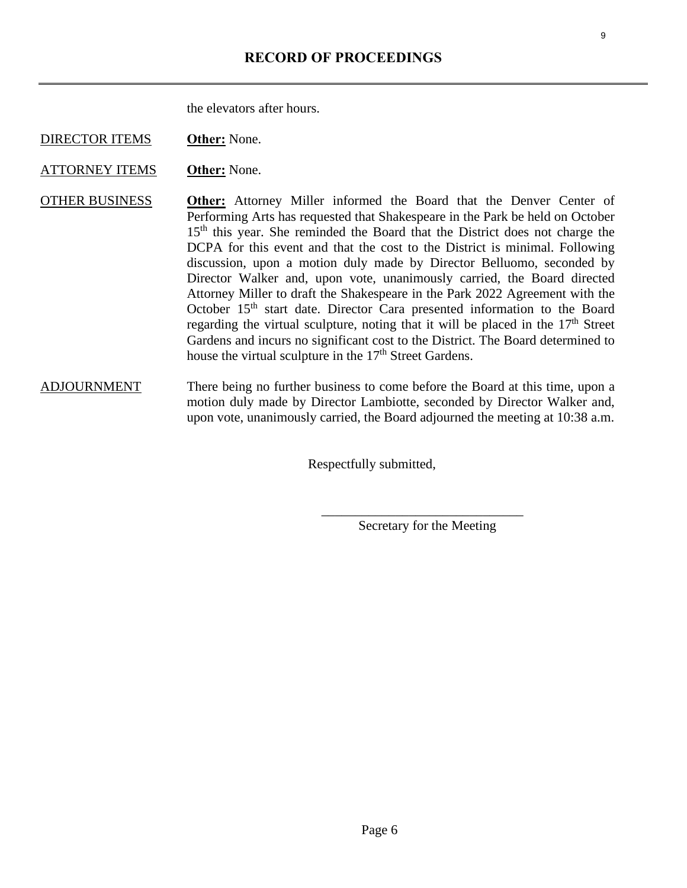## RECORD OF PROCEEDINGS

the elevators after hours.

DIRECTOR ITEMS **Other:** None.

ATTORNEY ITEMS **Other:** None.

OTHER BUSINESS **Other:** Attorney Miller informed the Board that the Denver Center of Performing Arts has requested that Shakespeare in the Park be held on October 15th this year. She reminded the Board that the District does not charge the DCPA for this event and that the cost to the District is minimal. Following discussion, upon a motion duly made by Director Belluomo, seconded by Director Walker and, upon vote, unanimously carried, the Board directed Attorney Miller to draft the Shakespeare in the Park 2022 Agreement with the October 15th start date. Director Cara presented information to the Board regarding the virtual sculpture, noting that it will be placed in the 17th Street Gardens and incurs no significant cost to the District. The Board determined to house the virtual sculpture in the 17th Street Gardens.

ADJOURNMENT There being no further business to come before the Board at this time, upon a motion duly made by Director Lambiotte, seconded by Director Walker and, upon vote, unanimously carried, the Board adjourned the meeting at 10:38 a.m.

Respectfully submitted,

\_\_\_\_\_\_\_\_\_\_\_\_\_\_\_\_\_\_\_\_\_\_\_\_\_\_\_\_\_\_

Secretary for the Meeting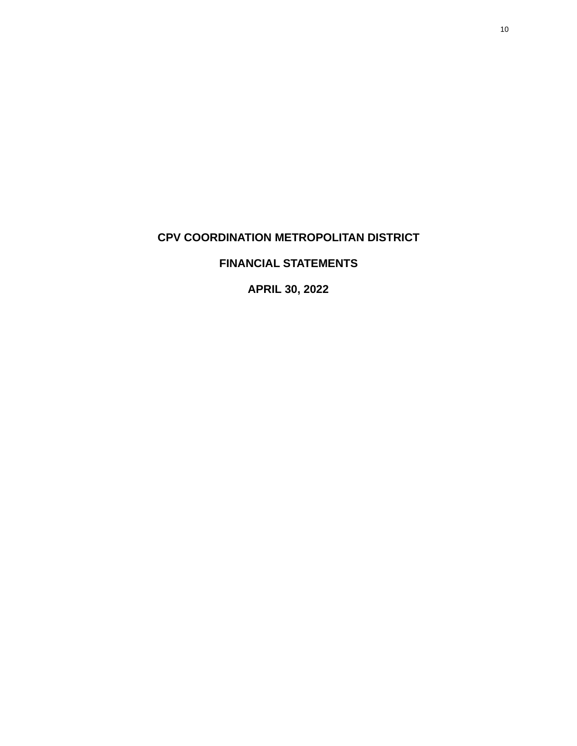# CPV COORDINATION METROPOLITAN DISTRICT

## FINANCIAL STATEMENTS

## APRIL 30, 2022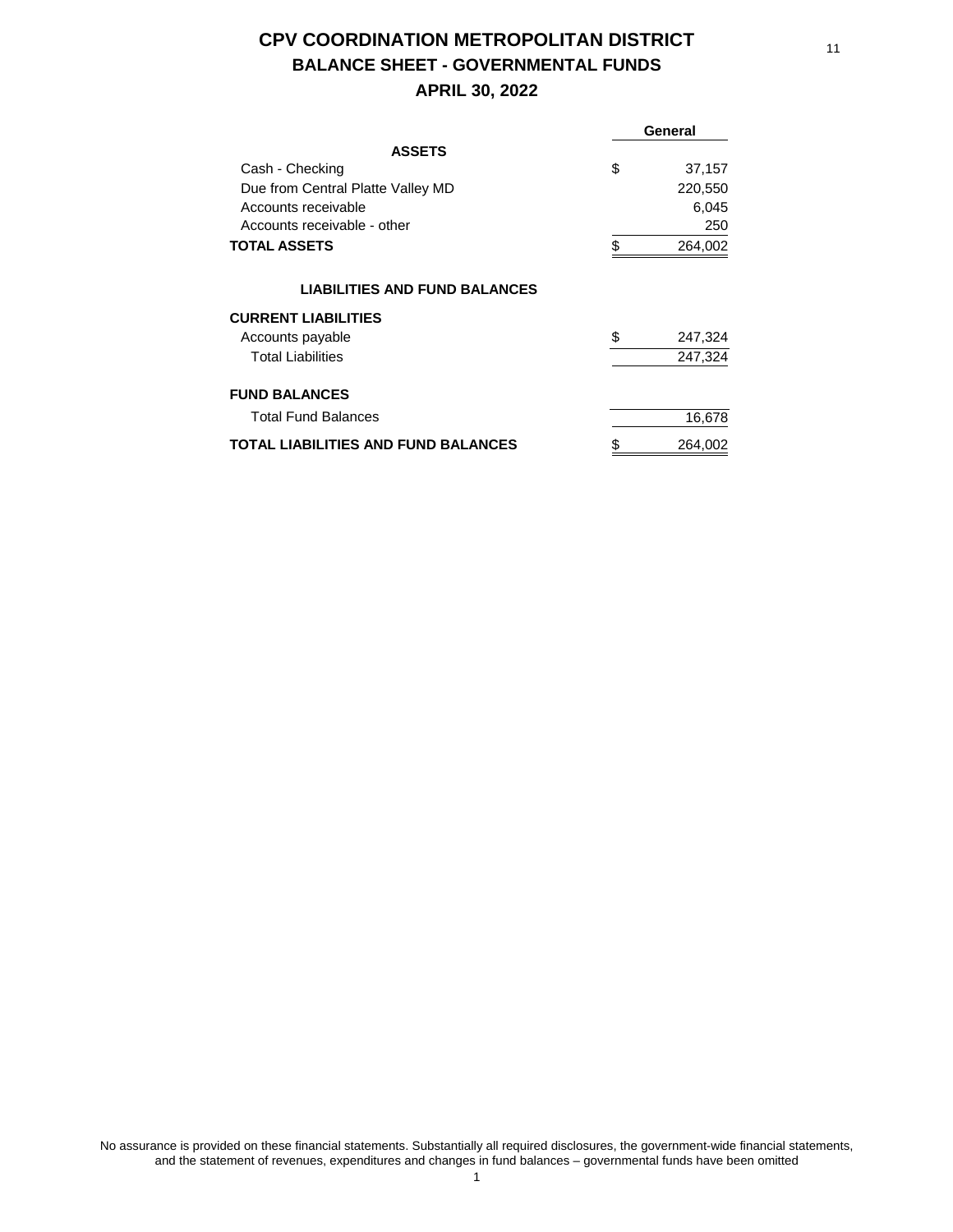# CPV COORDINATION METROPOLITAN DISTRICT
## BALANCE SHEET - GOVERNMENTAL FUNDS
### APRIL 30, 2022

| | General |
|---|---|
| **ASSETS** | |
| Cash - Checking | $ 37,157 |
| Due from Central Platte Valley MD | 220,550 |
| Accounts receivable | 6,045 |
| Accounts receivable - other | 250 |
| **TOTAL ASSETS** | $ 264,002 |
| | |
| **LIABILITIES AND FUND BALANCES** | |
| **CURRENT LIABILITIES** | |
| Accounts payable | $ 247,324 |
| Total Liabilities | 247,324 |
| | |
| **FUND BALANCES** | |
| Total Fund Balances | 16,678 |
| **TOTAL LIABILITIES AND FUND BALANCES** | $ 264,002 |

No assurance is provided on these financial statements. Substantially all required disclosures, the government-wide financial statements, and the statement of revenues, expenditures and changes in fund balances – governmental funds have been omitted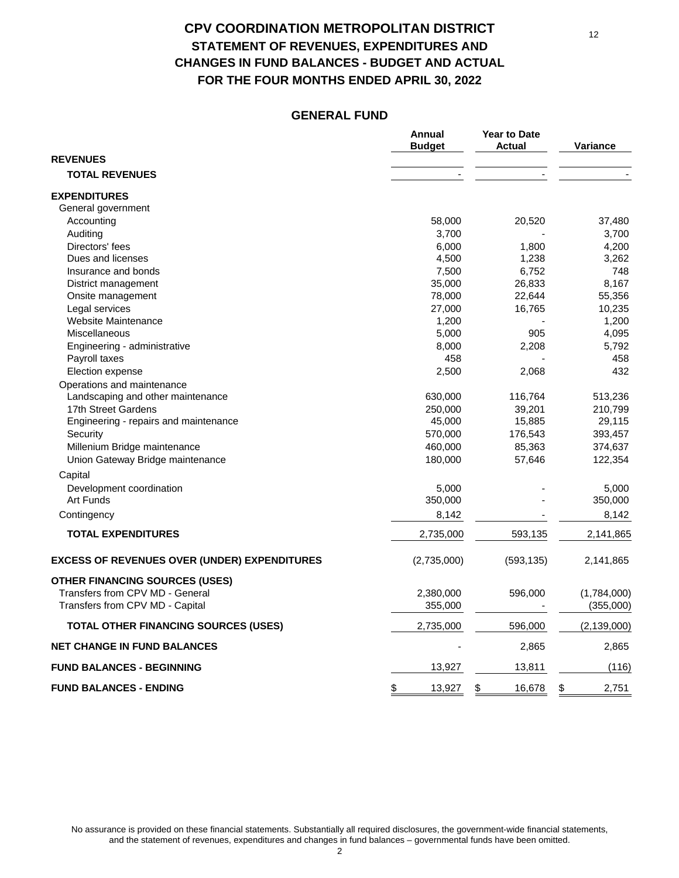# CPV COORDINATION METROPOLITAN DISTRICT
## STATEMENT OF REVENUES, EXPENDITURES AND CHANGES IN FUND BALANCES - BUDGET AND ACTUAL
## FOR THE FOUR MONTHS ENDED APRIL 30, 2022

### GENERAL FUND

| | Annual Budget | Year to Date Actual | Variance |
|---|---|---|---|
| **REVENUES** | | | |
| **TOTAL REVENUES** | - | - | - |
| **EXPENDITURES** | | | |
| General government | | | |
| Accounting | 58,000 | 20,520 | 37,480 |
| Auditing | 3,700 | - | 3,700 |
| Directors' fees | 6,000 | 1,800 | 4,200 |
| Dues and licenses | 4,500 | 1,238 | 3,262 |
| Insurance and bonds | 7,500 | 6,752 | 748 |
| District management | 35,000 | 26,833 | 8,167 |
| Onsite management | 78,000 | 22,644 | 55,356 |
| Legal services | 27,000 | 16,765 | 10,235 |
| Website Maintenance | 1,200 | - | 1,200 |
| Miscellaneous | 5,000 | 905 | 4,095 |
| Engineering - administrative | 8,000 | 2,208 | 5,792 |
| Payroll taxes | 458 | - | 458 |
| Election expense | 2,500 | 2,068 | 432 |
| Operations and maintenance | | | |
| Landscaping and other maintenance | 630,000 | 116,764 | 513,236 |
| 17th Street Gardens | 250,000 | 39,201 | 210,799 |
| Engineering - repairs and maintenance | 45,000 | 15,885 | 29,115 |
| Security | 570,000 | 176,543 | 393,457 |
| Millenium Bridge maintenance | 460,000 | 85,363 | 374,637 |
| Union Gateway Bridge maintenance | 180,000 | 57,646 | 122,354 |
| Capital | | | |
| Development coordination | 5,000 | - | 5,000 |
| Art Funds | 350,000 | - | 350,000 |
| Contingency | 8,142 | - | 8,142 |
| **TOTAL EXPENDITURES** | 2,735,000 | 593,135 | 2,141,865 |
| **EXCESS OF REVENUES OVER (UNDER) EXPENDITURES** | (2,735,000) | (593,135) | 2,141,865 |
| **OTHER FINANCING SOURCES (USES)** | | | |
| Transfers from CPV MD - General | 2,380,000 | 596,000 | (1,784,000) |
| Transfers from CPV MD - Capital | 355,000 | - | (355,000) |
| **TOTAL OTHER FINANCING SOURCES (USES)** | 2,735,000 | 596,000 | (2,139,000) |
| **NET CHANGE IN FUND BALANCES** | - | 2,865 | 2,865 |
| **FUND BALANCES - BEGINNING** | 13,927 | 13,811 | (116) |
| **FUND BALANCES - ENDING** | $ 13,927 | $ 16,678 | $ 2,751 |

No assurance is provided on these financial statements. Substantially all required disclosures, the government-wide financial statements, and the statement of revenues, expenditures and changes in fund balances – governmental funds have been omitted.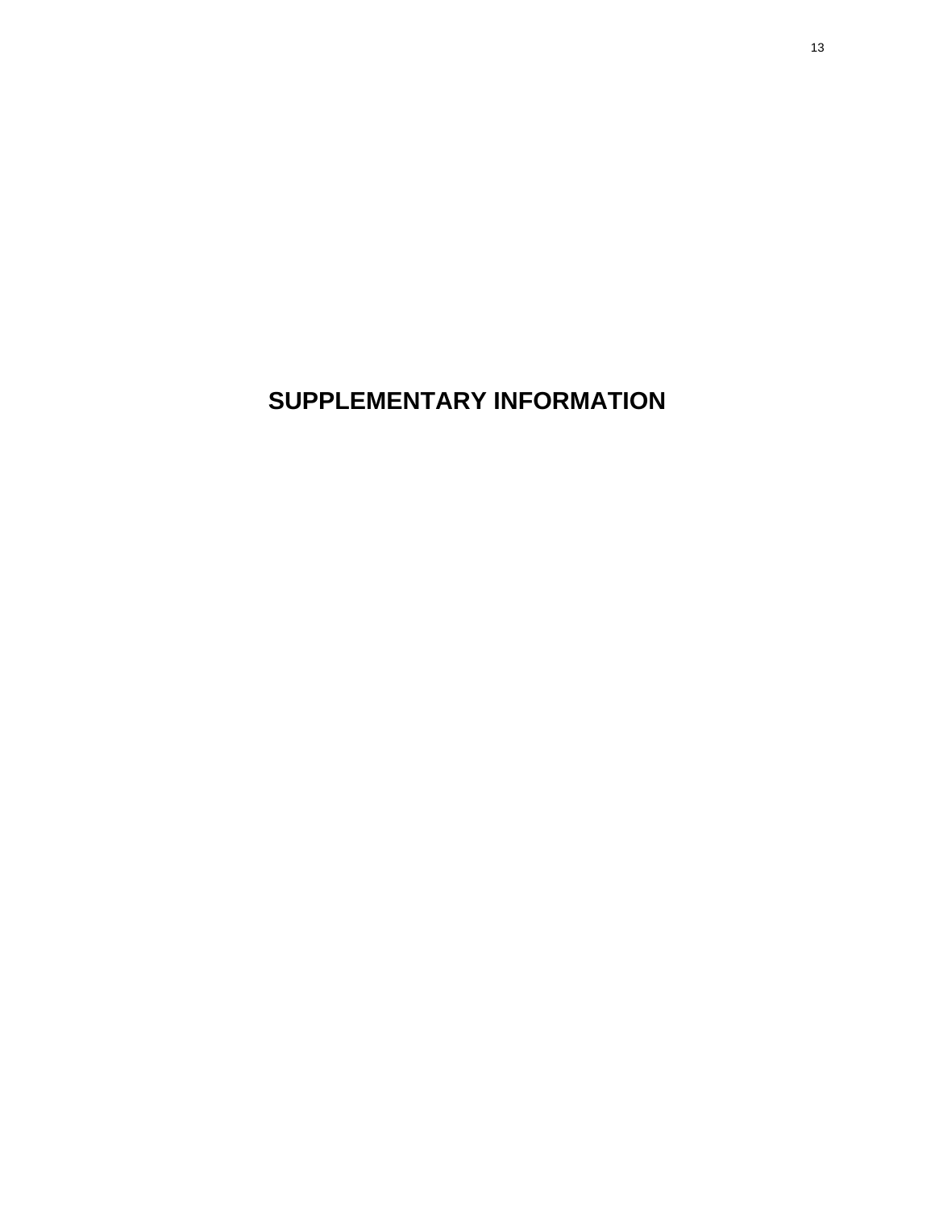# SUPPLEMENTARY INFORMATION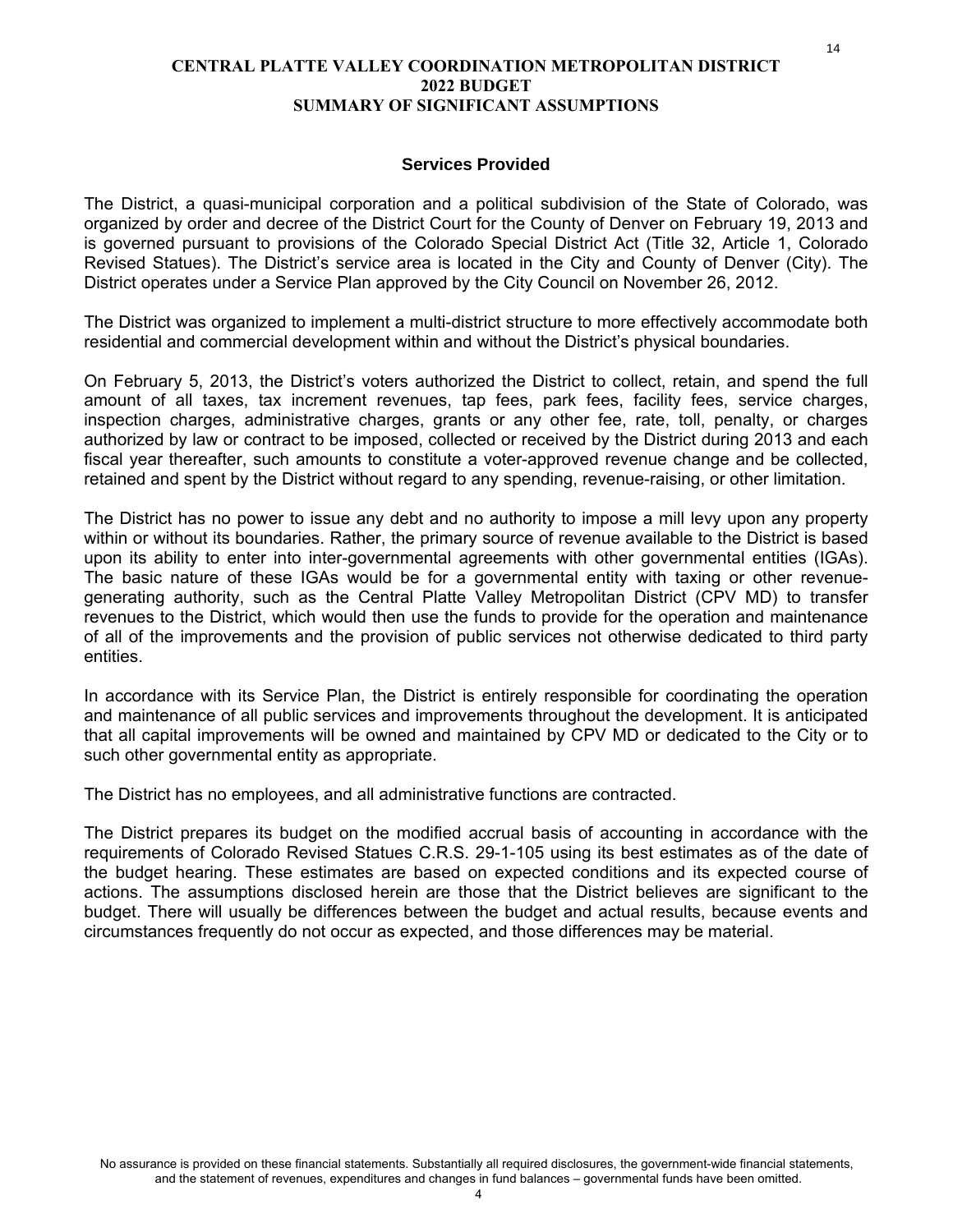# CENTRAL PLATTE VALLEY COORDINATION METROPOLITAN DISTRICT
## 2022 BUDGET
## SUMMARY OF SIGNIFICANT ASSUMPTIONS

### Services Provided

The District, a quasi-municipal corporation and a political subdivision of the State of Colorado, was organized by order and decree of the District Court for the County of Denver on February 19, 2013 and is governed pursuant to provisions of the Colorado Special District Act (Title 32, Article 1, Colorado Revised Statues). The District's service area is located in the City and County of Denver (City). The District operates under a Service Plan approved by the City Council on November 26, 2012.

The District was organized to implement a multi-district structure to more effectively accommodate both residential and commercial development within and without the District's physical boundaries.

On February 5, 2013, the District's voters authorized the District to collect, retain, and spend the full amount of all taxes, tax increment revenues, tap fees, park fees, facility fees, service charges, inspection charges, administrative charges, grants or any other fee, rate, toll, penalty, or charges authorized by law or contract to be imposed, collected or received by the District during 2013 and each fiscal year thereafter, such amounts to constitute a voter-approved revenue change and be collected, retained and spent by the District without regard to any spending, revenue-raising, or other limitation.

The District has no power to issue any debt and no authority to impose a mill levy upon any property within or without its boundaries. Rather, the primary source of revenue available to the District is based upon its ability to enter into inter-governmental agreements with other governmental entities (IGAs). The basic nature of these IGAs would be for a governmental entity with taxing or other revenue-generating authority, such as the Central Platte Valley Metropolitan District (CPV MD) to transfer revenues to the District, which would then use the funds to provide for the operation and maintenance of all of the improvements and the provision of public services not otherwise dedicated to third party entities.

In accordance with its Service Plan, the District is entirely responsible for coordinating the operation and maintenance of all public services and improvements throughout the development. It is anticipated that all capital improvements will be owned and maintained by CPV MD or dedicated to the City or to such other governmental entity as appropriate.

The District has no employees, and all administrative functions are contracted.

The District prepares its budget on the modified accrual basis of accounting in accordance with the requirements of Colorado Revised Statues C.R.S. 29-1-105 using its best estimates as of the date of the budget hearing. These estimates are based on expected conditions and its expected course of actions. The assumptions disclosed herein are those that the District believes are significant to the budget. There will usually be differences between the budget and actual results, because events and circumstances frequently do not occur as expected, and those differences may be material.

No assurance is provided on these financial statements. Substantially all required disclosures, the government-wide financial statements, and the statement of revenues, expenditures and changes in fund balances – governmental funds have been omitted.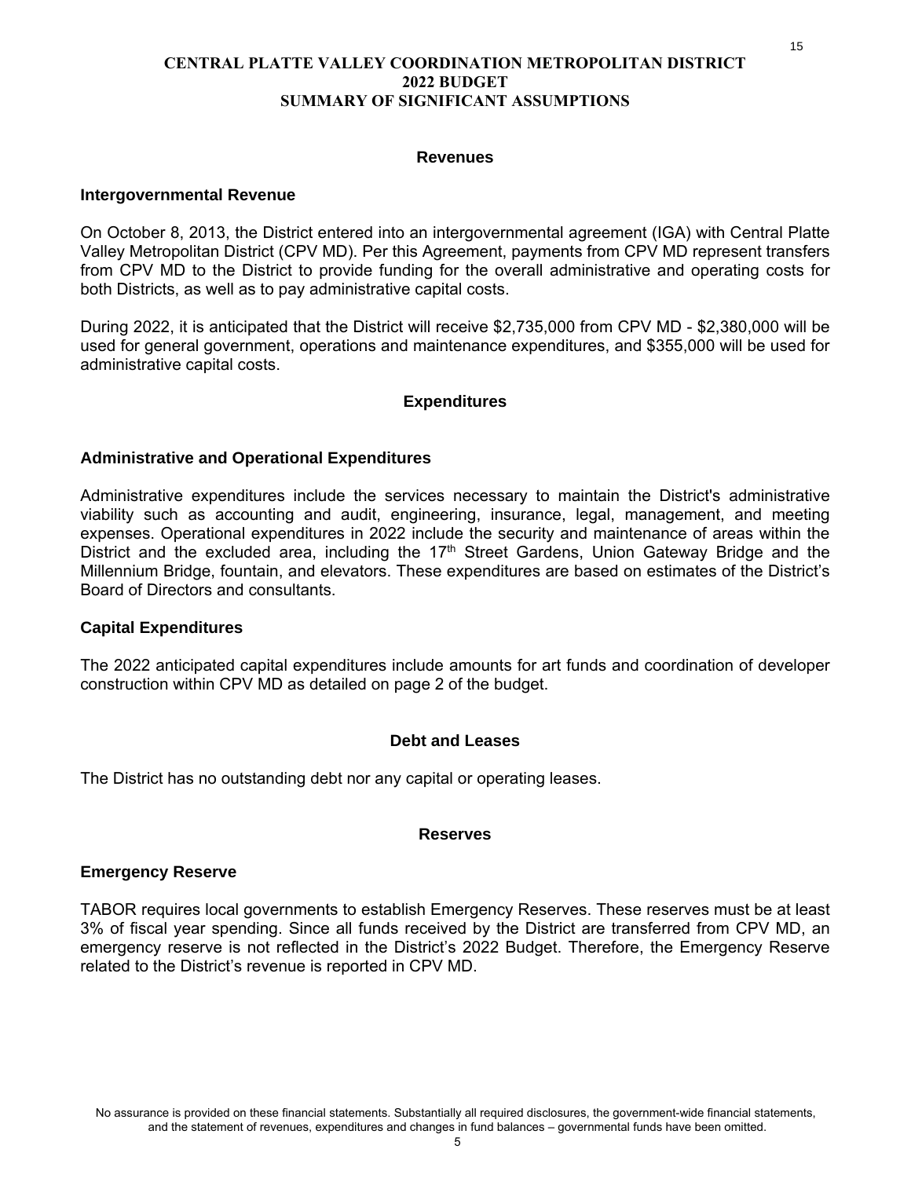**CENTRAL PLATTE VALLEY COORDINATION METROPOLITAN DISTRICT**
**2022 BUDGET**
**SUMMARY OF SIGNIFICANT ASSUMPTIONS**

## Revenues

### Intergovernmental Revenue

On October 8, 2013, the District entered into an intergovernmental agreement (IGA) with Central Platte Valley Metropolitan District (CPV MD). Per this Agreement, payments from CPV MD represent transfers from CPV MD to the District to provide funding for the overall administrative and operating costs for both Districts, as well as to pay administrative capital costs.

During 2022, it is anticipated that the District will receive \$2,735,000 from CPV MD - \$2,380,000 will be used for general government, operations and maintenance expenditures, and \$355,000 will be used for administrative capital costs.

## Expenditures

### Administrative and Operational Expenditures

Administrative expenditures include the services necessary to maintain the District's administrative viability such as accounting and audit, engineering, insurance, legal, management, and meeting expenses. Operational expenditures in 2022 include the security and maintenance of areas within the District and the excluded area, including the 17th Street Gardens, Union Gateway Bridge and the Millennium Bridge, fountain, and elevators. These expenditures are based on estimates of the District's Board of Directors and consultants.

### Capital Expenditures

The 2022 anticipated capital expenditures include amounts for art funds and coordination of developer construction within CPV MD as detailed on page 2 of the budget.

## Debt and Leases

The District has no outstanding debt nor any capital or operating leases.

## Reserves

### Emergency Reserve

TABOR requires local governments to establish Emergency Reserves. These reserves must be at least 3% of fiscal year spending. Since all funds received by the District are transferred from CPV MD, an emergency reserve is not reflected in the District's 2022 Budget. Therefore, the Emergency Reserve related to the District's revenue is reported in CPV MD.

No assurance is provided on these financial statements. Substantially all required disclosures, the government-wide financial statements, and the statement of revenues, expenditures and changes in fund balances – governmental funds have been omitted.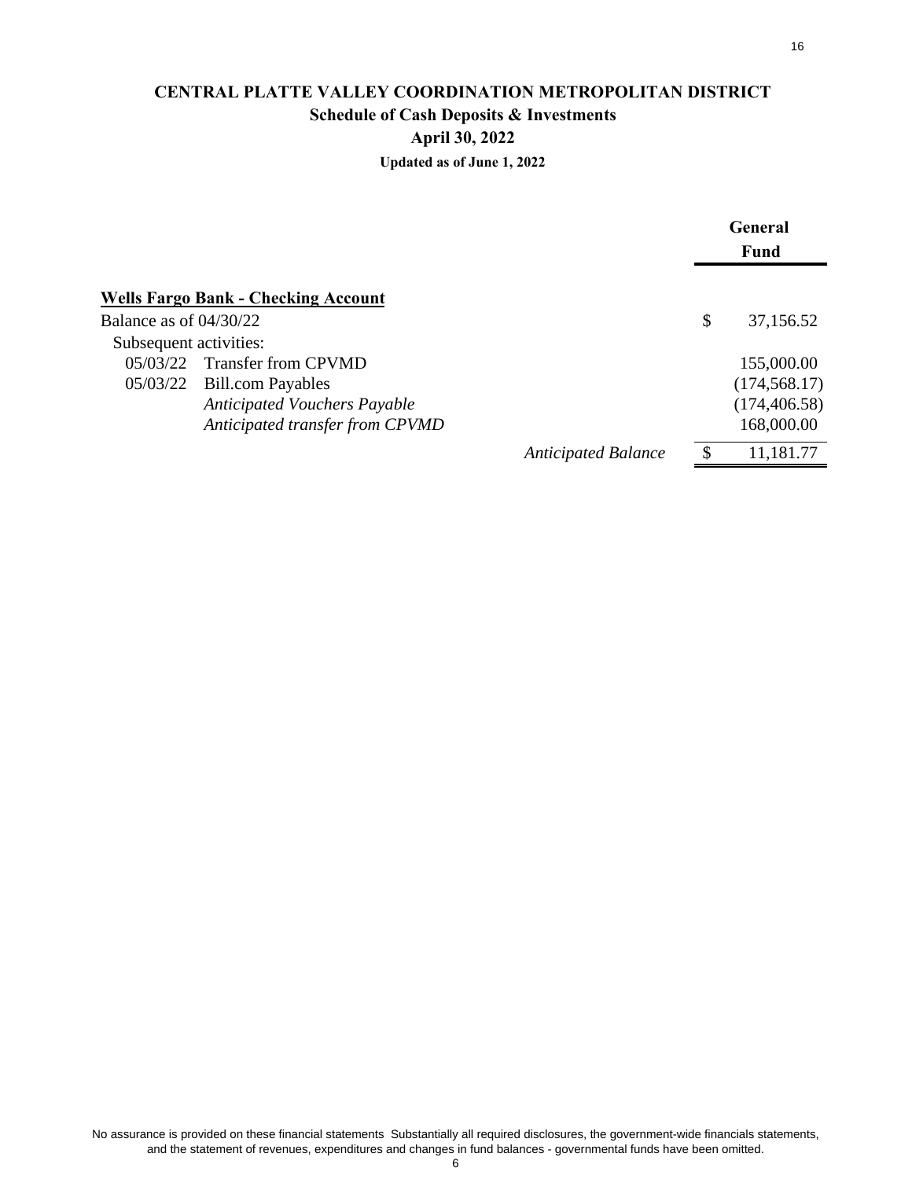# CENTRAL PLATTE VALLEY COORDINATION METROPOLITAN DISTRICT

## Schedule of Cash Deposits & Investments

### April 30, 2022

**Updated as of June 1, 2022**

| | | | General Fund |
|---|---|---|---|
| **Wells Fargo Bank - Checking Account** | | | |
| Balance as of 04/30/22 | | | $ 37,156.52 |
| Subsequent activities: | | | |
| 05/03/22 | Transfer from CPVMD | | 155,000.00 |
| 05/03/22 | Bill.com Payables | | (174,568.17) |
| | *Anticipated Vouchers Payable* | | (174,406.58) |
| | *Anticipated transfer from CPVMD* | | 168,000.00 |
| | | *Anticipated Balance* | $ 11,181.77 |

No assurance is provided on these financial statements Substantially all required disclosures, the government-wide financials statements, and the statement of revenues, expenditures and changes in fund balances - governmental funds have been omitted.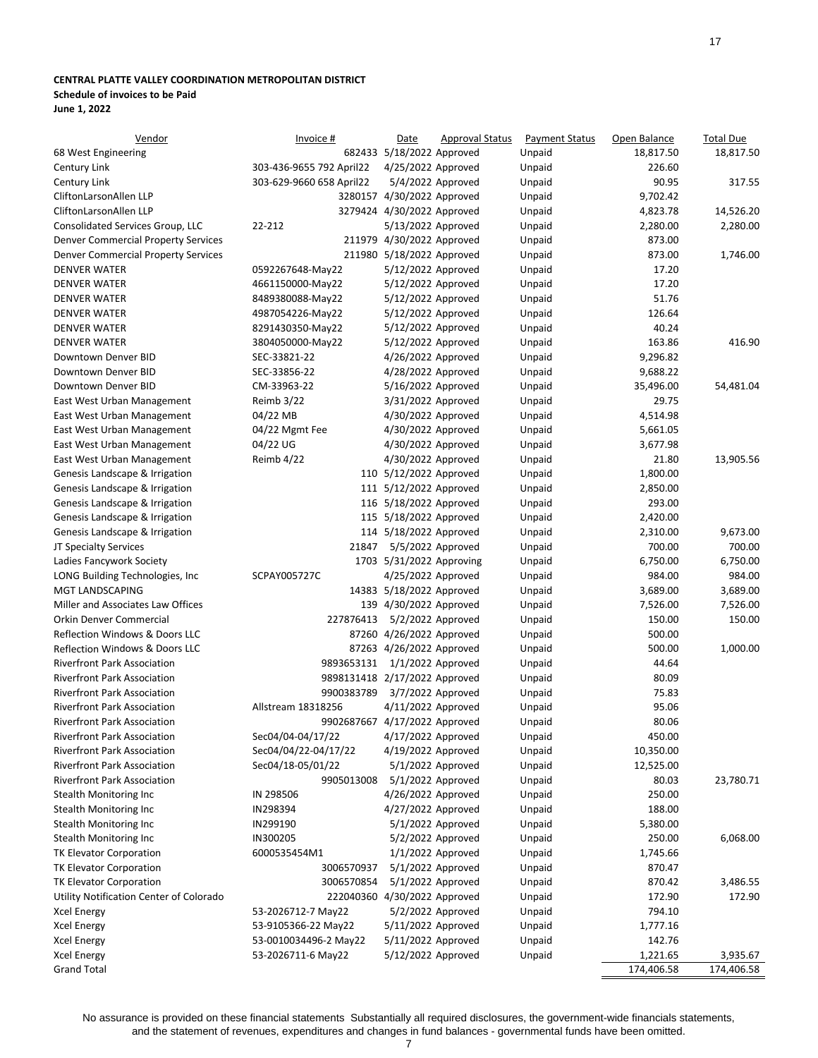**CENTRAL PLATTE VALLEY COORDINATION METROPOLITAN DISTRICT**
**Schedule of invoices to be Paid**
**June 1, 2022**

| Vendor | Invoice # | Date | Approval Status | Payment Status | Open Balance | Total Due |
|---|---|---|---|---|---|---|
| 68 West Engineering | 682433 | 5/18/2022 | Approved | Unpaid | 18,817.50 | 18,817.50 |
| Century Link | 303-436-9655 792 April22 | 4/25/2022 | Approved | Unpaid | 226.60 | |
| Century Link | 303-629-9660 658 April22 | 5/4/2022 | Approved | Unpaid | 90.95 | 317.55 |
| CliftonLarsonAllen LLP | 3280157 | 4/30/2022 | Approved | Unpaid | 9,702.42 | |
| CliftonLarsonAllen LLP | 3279424 | 4/30/2022 | Approved | Unpaid | 4,823.78 | 14,526.20 |
| Consolidated Services Group, LLC | 22-212 | 5/13/2022 | Approved | Unpaid | 2,280.00 | 2,280.00 |
| Denver Commercial Property Services | 211979 | 4/30/2022 | Approved | Unpaid | 873.00 | |
| Denver Commercial Property Services | 211980 | 5/18/2022 | Approved | Unpaid | 873.00 | 1,746.00 |
| DENVER WATER | 0592267648-May22 | 5/12/2022 | Approved | Unpaid | 17.20 | |
| DENVER WATER | 4661150000-May22 | 5/12/2022 | Approved | Unpaid | 17.20 | |
| DENVER WATER | 8489380088-May22 | 5/12/2022 | Approved | Unpaid | 51.76 | |
| DENVER WATER | 4987054226-May22 | 5/12/2022 | Approved | Unpaid | 126.64 | |
| DENVER WATER | 8291430350-May22 | 5/12/2022 | Approved | Unpaid | 40.24 | |
| DENVER WATER | 3804050000-May22 | 5/12/2022 | Approved | Unpaid | 163.86 | 416.90 |
| Downtown Denver BID | SEC-33821-22 | 4/26/2022 | Approved | Unpaid | 9,296.82 | |
| Downtown Denver BID | SEC-33856-22 | 4/28/2022 | Approved | Unpaid | 9,688.22 | |
| Downtown Denver BID | CM-33963-22 | 5/16/2022 | Approved | Unpaid | 35,496.00 | 54,481.04 |
| East West Urban Management | Reimb 3/22 | 3/31/2022 | Approved | Unpaid | 29.75 | |
| East West Urban Management | 04/22 MB | 4/30/2022 | Approved | Unpaid | 4,514.98 | |
| East West Urban Management | 04/22 Mgmt Fee | 4/30/2022 | Approved | Unpaid | 5,661.05 | |
| East West Urban Management | 04/22 UG | 4/30/2022 | Approved | Unpaid | 3,677.98 | |
| East West Urban Management | Reimb 4/22 | 4/30/2022 | Approved | Unpaid | 21.80 | 13,905.56 |
| Genesis Landscape & Irrigation | 110 | 5/12/2022 | Approved | Unpaid | 1,800.00 | |
| Genesis Landscape & Irrigation | 111 | 5/12/2022 | Approved | Unpaid | 2,850.00 | |
| Genesis Landscape & Irrigation | 116 | 5/18/2022 | Approved | Unpaid | 293.00 | |
| Genesis Landscape & Irrigation | 115 | 5/18/2022 | Approved | Unpaid | 2,420.00 | |
| Genesis Landscape & Irrigation | 114 | 5/18/2022 | Approved | Unpaid | 2,310.00 | 9,673.00 |
| JT Specialty Services | 21847 | 5/5/2022 | Approved | Unpaid | 700.00 | 700.00 |
| Ladies Fancywork Society | 1703 | 5/31/2022 | Approving | Unpaid | 6,750.00 | 6,750.00 |
| LONG Building Technologies, Inc | SCPAY005727C | 4/25/2022 | Approved | Unpaid | 984.00 | 984.00 |
| MGT LANDSCAPING | 14383 | 5/18/2022 | Approved | Unpaid | 3,689.00 | 3,689.00 |
| Miller and Associates Law Offices | 139 | 4/30/2022 | Approved | Unpaid | 7,526.00 | 7,526.00 |
| Orkin Denver Commercial | 227876413 | 5/2/2022 | Approved | Unpaid | 150.00 | 150.00 |
| Reflection Windows & Doors LLC | 87260 | 4/26/2022 | Approved | Unpaid | 500.00 | |
| Reflection Windows & Doors LLC | 87263 | 4/26/2022 | Approved | Unpaid | 500.00 | 1,000.00 |
| Riverfront Park Association | 9893653131 | 1/1/2022 | Approved | Unpaid | 44.64 | |
| Riverfront Park Association | 9898131418 | 2/17/2022 | Approved | Unpaid | 80.09 | |
| Riverfront Park Association | 9900383789 | 3/7/2022 | Approved | Unpaid | 75.83 | |
| Riverfront Park Association | Allstream 18318256 | 4/11/2022 | Approved | Unpaid | 95.06 | |
| Riverfront Park Association | 9902687667 | 4/17/2022 | Approved | Unpaid | 80.06 | |
| Riverfront Park Association | Sec04/04-04/17/22 | 4/17/2022 | Approved | Unpaid | 450.00 | |
| Riverfront Park Association | Sec04/04/22-04/17/22 | 4/19/2022 | Approved | Unpaid | 10,350.00 | |
| Riverfront Park Association | Sec04/18-05/01/22 | 5/1/2022 | Approved | Unpaid | 12,525.00 | |
| Riverfront Park Association | 9905013008 | 5/1/2022 | Approved | Unpaid | 80.03 | 23,780.71 |
| Stealth Monitoring Inc | IN 298506 | 4/26/2022 | Approved | Unpaid | 250.00 | |
| Stealth Monitoring Inc | IN298394 | 4/27/2022 | Approved | Unpaid | 188.00 | |
| Stealth Monitoring Inc | IN299190 | 5/1/2022 | Approved | Unpaid | 5,380.00 | |
| Stealth Monitoring Inc | IN300205 | 5/2/2022 | Approved | Unpaid | 250.00 | 6,068.00 |
| TK Elevator Corporation | 6000535454M1 | 1/1/2022 | Approved | Unpaid | 1,745.66 | |
| TK Elevator Corporation | 3006570937 | 5/1/2022 | Approved | Unpaid | 870.47 | |
| TK Elevator Corporation | 3006570854 | 5/1/2022 | Approved | Unpaid | 870.42 | 3,486.55 |
| Utility Notification Center of Colorado | 222040360 | 4/30/2022 | Approved | Unpaid | 172.90 | 172.90 |
| Xcel Energy | 53-2026712-7 May22 | 5/2/2022 | Approved | Unpaid | 794.10 | |
| Xcel Energy | 53-9105366-22 May22 | 5/11/2022 | Approved | Unpaid | 1,777.16 | |
| Xcel Energy | 53-0010034496-2 May22 | 5/11/2022 | Approved | Unpaid | 142.76 | |
| Xcel Energy | 53-2026711-6 May22 | 5/12/2022 | Approved | Unpaid | 1,221.65 | 3,935.67 |
| Grand Total | | | | | 174,406.58 | 174,406.58 |

No assurance is provided on these financial statements Substantially all required disclosures, the government-wide financials statements, and the statement of revenues, expenditures and changes in fund balances - governmental funds have been omitted.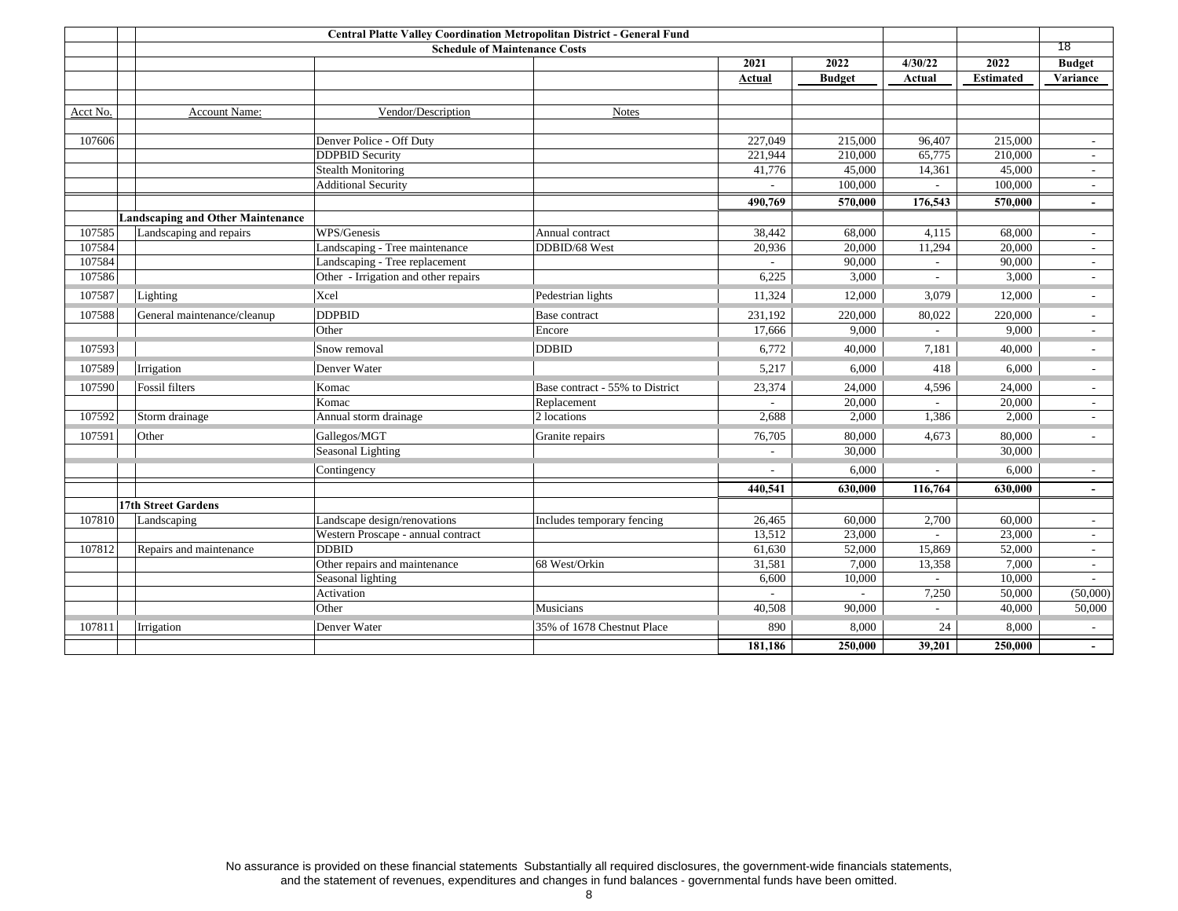## Central Platte Valley Coordination Metropolitan District - General Fund

### Schedule of Maintenance Costs

| Acct No. | Account Name: | Vendor/Description | Notes | 2021 Actual | 2022 Budget | 4/30/22 Actual | 2022 Estimated | Budget Variance |
|---|---|---|---|---|---|---|---|---|
| 107606 | | Denver Police - Off Duty | | 227,049 | 215,000 | 96,407 | 215,000 | - |
| | | DDPBID Security | | 221,944 | 210,000 | 65,775 | 210,000 | - |
| | | Stealth Monitoring | | 41,776 | 45,000 | 14,361 | 45,000 | - |
| | | Additional Security | | - | 100,000 | - | 100,000 | - |
| | | | | **490,769** | **570,000** | **176,543** | **570,000** | **-** |
| | **Landscaping and Other Maintenance** | | | | | | | |
| 107585 | Landscaping and repairs | WPS/Genesis | Annual contract | 38,442 | 68,000 | 4,115 | 68,000 | - |
| 107584 | | Landscaping - Tree maintenance | DDBID/68 West | 20,936 | 20,000 | 11,294 | 20,000 | - |
| 107584 | | Landscaping - Tree replacement | | - | 90,000 | - | 90,000 | - |
| 107586 | | Other - Irrigation and other repairs | | 6,225 | 3,000 | - | 3,000 | - |
| 107587 | Lighting | Xcel | Pedestrian lights | 11,324 | 12,000 | 3,079 | 12,000 | - |
| 107588 | General maintenance/cleanup | DDPBID | Base contract | 231,192 | 220,000 | 80,022 | 220,000 | - |
| | | Other | Encore | 17,666 | 9,000 | - | 9,000 | - |
| 107593 | | Snow removal | DDBID | 6,772 | 40,000 | 7,181 | 40,000 | - |
| 107589 | Irrigation | Denver Water | | 5,217 | 6,000 | 418 | 6,000 | - |
| 107590 | Fossil filters | Komac | Base contract - 55% to District | 23,374 | 24,000 | 4,596 | 24,000 | - |
| | | Komac | Replacement | - | 20,000 | - | 20,000 | - |
| 107592 | Storm drainage | Annual storm drainage | 2 locations | 2,688 | 2,000 | 1,386 | 2,000 | - |
| 107591 | Other | Gallegos/MGT | Granite repairs | 76,705 | 80,000 | 4,673 | 80,000 | - |
| | | Seasonal Lighting | | - | 30,000 | | 30,000 | |
| | | Contingency | | - | 6,000 | - | 6,000 | - |
| | | | | **440,541** | **630,000** | **116,764** | **630,000** | **-** |
| | **17th Street Gardens** | | | | | | | |
| 107810 | Landscaping | Landscape design/renovations | Includes temporary fencing | 26,465 | 60,000 | 2,700 | 60,000 | - |
| | | Western Proscape - annual contract | | 13,512 | 23,000 | - | 23,000 | - |
| 107812 | Repairs and maintenance | DDBID | | 61,630 | 52,000 | 15,869 | 52,000 | - |
| | | Other repairs and maintenance | 68 West/Orkin | 31,581 | 7,000 | 13,358 | 7,000 | - |
| | | Seasonal lighting | | 6,600 | 10,000 | - | 10,000 | - |
| | | Activation | | - | - | 7,250 | 50,000 | (50,000) |
| | | Other | Musicians | 40,508 | 90,000 | - | 40,000 | 50,000 |
| 107811 | Irrigation | Denver Water | 35% of 1678 Chestnut Place | 890 | 8,000 | 24 | 8,000 | - |
| | | | | **181,186** | **250,000** | **39,201** | **250,000** | **-** |

No assurance is provided on these financial statements Substantially all required disclosures, the government-wide financials statements, and the statement of revenues, expenditures and changes in fund balances - governmental funds have been omitted.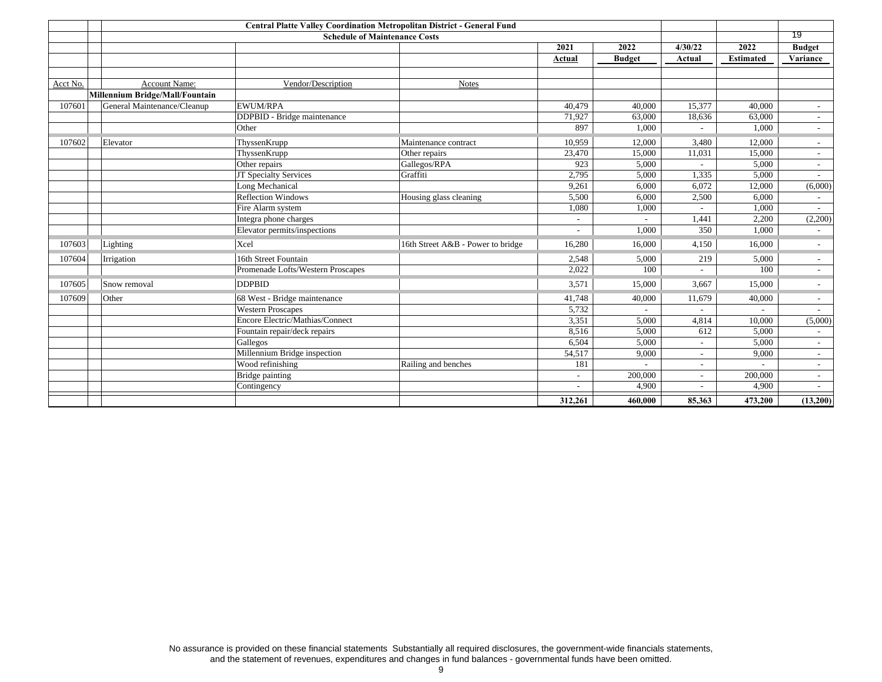## Central Platte Valley Coordination Metropolitan District - General Fund

### Schedule of Maintenance Costs

| Acct No. | Account Name: | Vendor/Description | Notes | 2021 Actual | 2022 Budget | 4/30/22 Actual | 2022 Estimated | Budget Variance |
|---|---|---|---|---|---|---|---|---|
| | **Millennium Bridge/Mall/Fountain** | | | | | | | |
| 107601 | General Maintenance/Cleanup | EWUM/RPA | | 40,479 | 40,000 | 15,377 | 40,000 | - |
| | | DDPBID - Bridge maintenance | | 71,927 | 63,000 | 18,636 | 63,000 | - |
| | | Other | | 897 | 1,000 | - | 1,000 | - |
| 107602 | Elevator | ThyssenKrupp | Maintenance contract | 10,959 | 12,000 | 3,480 | 12,000 | - |
| | | ThyssenKrupp | Other repairs | 23,470 | 15,000 | 11,031 | 15,000 | - |
| | | Other repairs | Gallegos/RPA | 923 | 5,000 | - | 5,000 | - |
| | | JT Specialty Services | Graffiti | 2,795 | 5,000 | 1,335 | 5,000 | - |
| | | Long Mechanical | | 9,261 | 6,000 | 6,072 | 12,000 | (6,000) |
| | | Reflection Windows | Housing glass cleaning | 5,500 | 6,000 | 2,500 | 6,000 | - |
| | | Fire Alarm system | | 1,080 | 1,000 | - | 1,000 | - |
| | | Integra phone charges | | - | - | 1,441 | 2,200 | (2,200) |
| | | Elevator permits/inspections | | - | 1,000 | 350 | 1,000 | - |
| 107603 | Lighting | Xcel | 16th Street A&B - Power to bridge | 16,280 | 16,000 | 4,150 | 16,000 | - |
| 107604 | Irrigation | 16th Street Fountain | | 2,548 | 5,000 | 219 | 5,000 | - |
| | | Promenade Lofts/Western Proscapes | | 2,022 | 100 | - | 100 | - |
| 107605 | Snow removal | DDPBID | | 3,571 | 15,000 | 3,667 | 15,000 | - |
| 107609 | Other | 68 West - Bridge maintenance | | 41,748 | 40,000 | 11,679 | 40,000 | - |
| | | Western Proscapes | | 5,732 | - | - | - | - |
| | | Encore Electric/Mathias/Connect | | 3,351 | 5,000 | 4,814 | 10,000 | (5,000) |
| | | Fountain repair/deck repairs | | 8,516 | 5,000 | 612 | 5,000 | - |
| | | Gallegos | | 6,504 | 5,000 | - | 5,000 | - |
| | | Millennium Bridge inspection | | 54,517 | 9,000 | - | 9,000 | - |
| | | Wood refinishing | Railing and benches | 181 | - | - | - | - |
| | | Bridge painting | | - | 200,000 | - | 200,000 | - |
| | | Contingency | | - | 4,900 | - | 4,900 | - |
| | | | | **312,261** | **460,000** | **85,363** | **473,200** | **(13,200)** |

No assurance is provided on these financial statements Substantially all required disclosures, the government-wide financials statements, and the statement of revenues, expenditures and changes in fund balances - governmental funds have been omitted.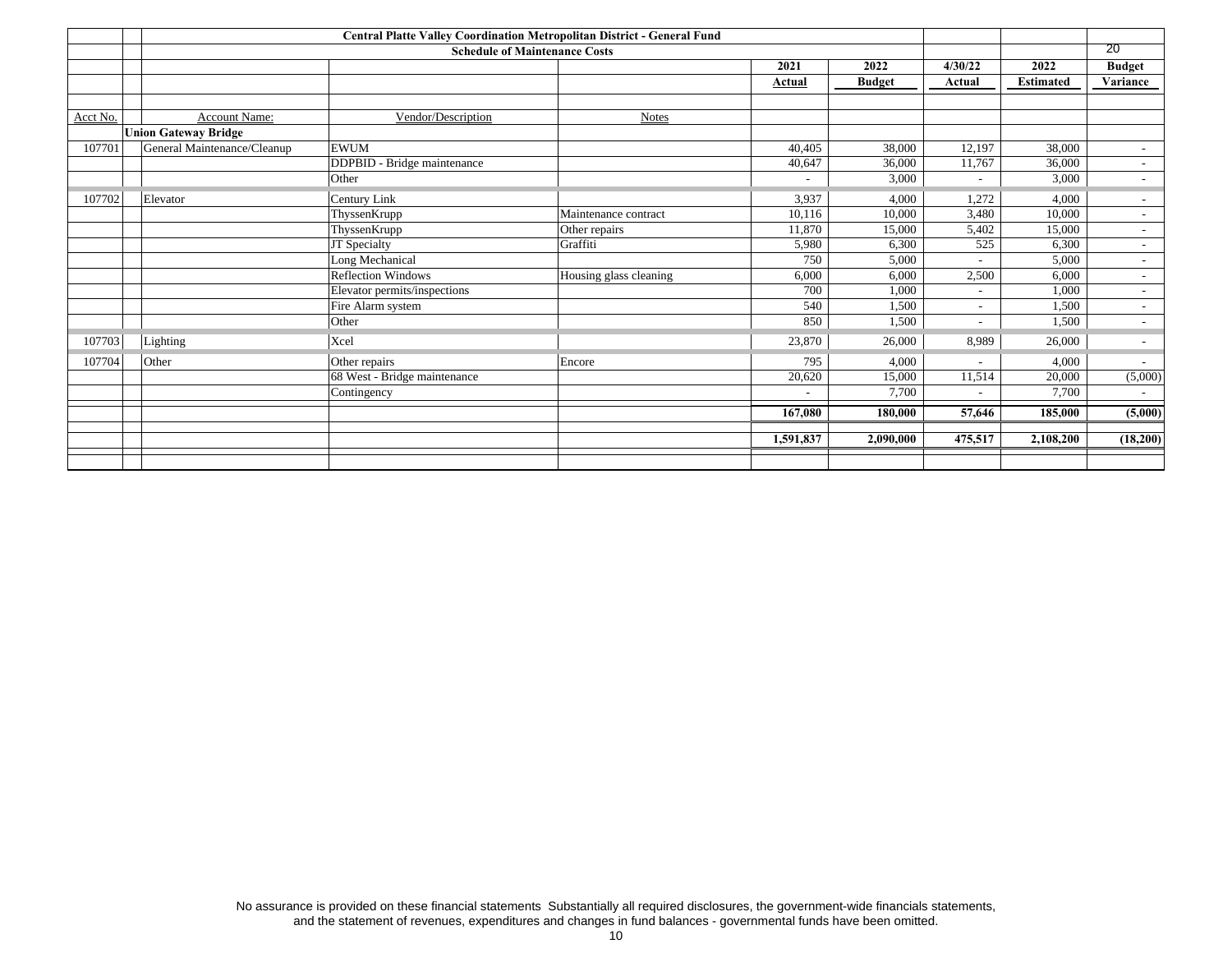## Central Platte Valley Coordination Metropolitan District - General Fund

### Schedule of Maintenance Costs

| Acct No. | Account Name: | Vendor/Description | Notes | 2021 Actual | 2022 Budget | 4/30/22 Actual | 2022 Estimated | Budget Variance |
|---|---|---|---|---|---|---|---|---|
| | **Union Gateway Bridge** | | | | | | | |
| 107701 | General Maintenance/Cleanup | EWUM | | 40,405 | 38,000 | 12,197 | 38,000 | - |
| | | DDPBID - Bridge maintenance | | 40,647 | 36,000 | 11,767 | 36,000 | - |
| | | Other | | - | 3,000 | - | 3,000 | - |
| 107702 | Elevator | Century Link | | 3,937 | 4,000 | 1,272 | 4,000 | - |
| | | ThyssenKrupp | Maintenance contract | 10,116 | 10,000 | 3,480 | 10,000 | - |
| | | ThyssenKrupp | Other repairs | 11,870 | 15,000 | 5,402 | 15,000 | - |
| | | JT Specialty | Graffiti | 5,980 | 6,300 | 525 | 6,300 | - |
| | | Long Mechanical | | 750 | 5,000 | - | 5,000 | - |
| | | Reflection Windows | Housing glass cleaning | 6,000 | 6,000 | 2,500 | 6,000 | - |
| | | Elevator permits/inspections | | 700 | 1,000 | - | 1,000 | - |
| | | Fire Alarm system | | 540 | 1,500 | - | 1,500 | - |
| | | Other | | 850 | 1,500 | - | 1,500 | - |
| 107703 | Lighting | Xcel | | 23,870 | 26,000 | 8,989 | 26,000 | - |
| 107704 | Other | Other repairs | Encore | 795 | 4,000 | - | 4,000 | - |
| | | 68 West - Bridge maintenance | | 20,620 | 15,000 | 11,514 | 20,000 | (5,000) |
| | | Contingency | | - | 7,700 | - | 7,700 | - |
| | | | | **167,080** | **180,000** | **57,646** | **185,000** | **(5,000)** |
| | | | | **1,591,837** | **2,090,000** | **475,517** | **2,108,200** | **(18,200)** |

No assurance is provided on these financial statements Substantially all required disclosures, the government-wide financials statements, and the statement of revenues, expenditures and changes in fund balances - governmental funds have been omitted.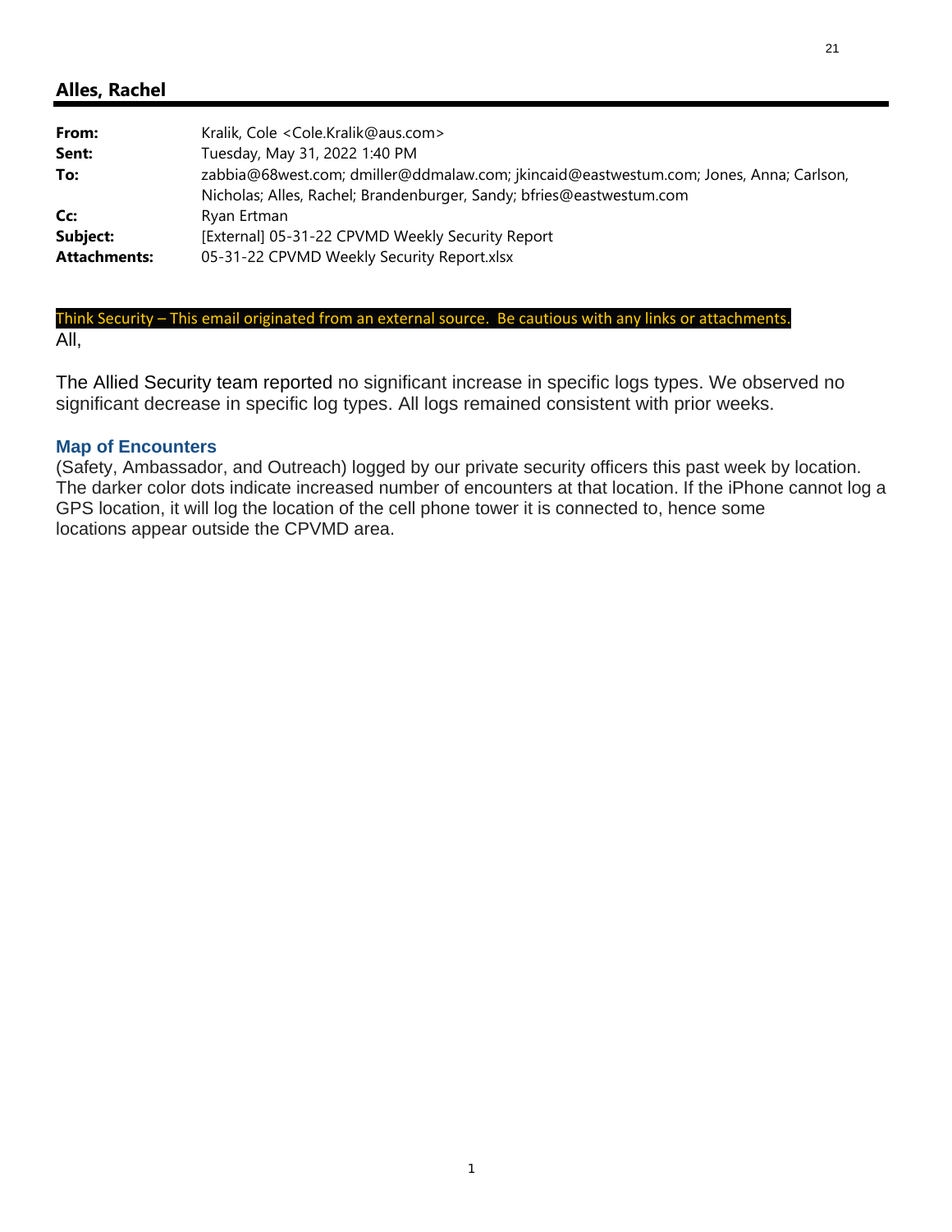## Alles, Rachel

| | |
|---|---|
| **From:** | Kralik, Cole <Cole.Kralik@aus.com> |
| **Sent:** | Tuesday, May 31, 2022 1:40 PM |
| **To:** | zabbia@68west.com; dmiller@ddmalaw.com; jkincaid@eastwestum.com; Jones, Anna; Carlson, Nicholas; Alles, Rachel; Brandenburger, Sandy; bfries@eastwestum.com |
| **Cc:** | Ryan Ertman |
| **Subject:** | [External] 05-31-22 CPVMD Weekly Security Report |
| **Attachments:** | 05-31-22 CPVMD Weekly Security Report.xlsx |

Think Security – This email originated from an external source. Be cautious with any links or attachments.

All,

The Allied Security team reported no significant increase in specific logs types. We observed no significant decrease in specific log types. All logs remained consistent with prior weeks.

**Map of Encounters**

(Safety, Ambassador, and Outreach) logged by our private security officers this past week by location. The darker color dots indicate increased number of encounters at that location. If the iPhone cannot log a GPS location, it will log the location of the cell phone tower it is connected to, hence some locations appear outside the CPVMD area.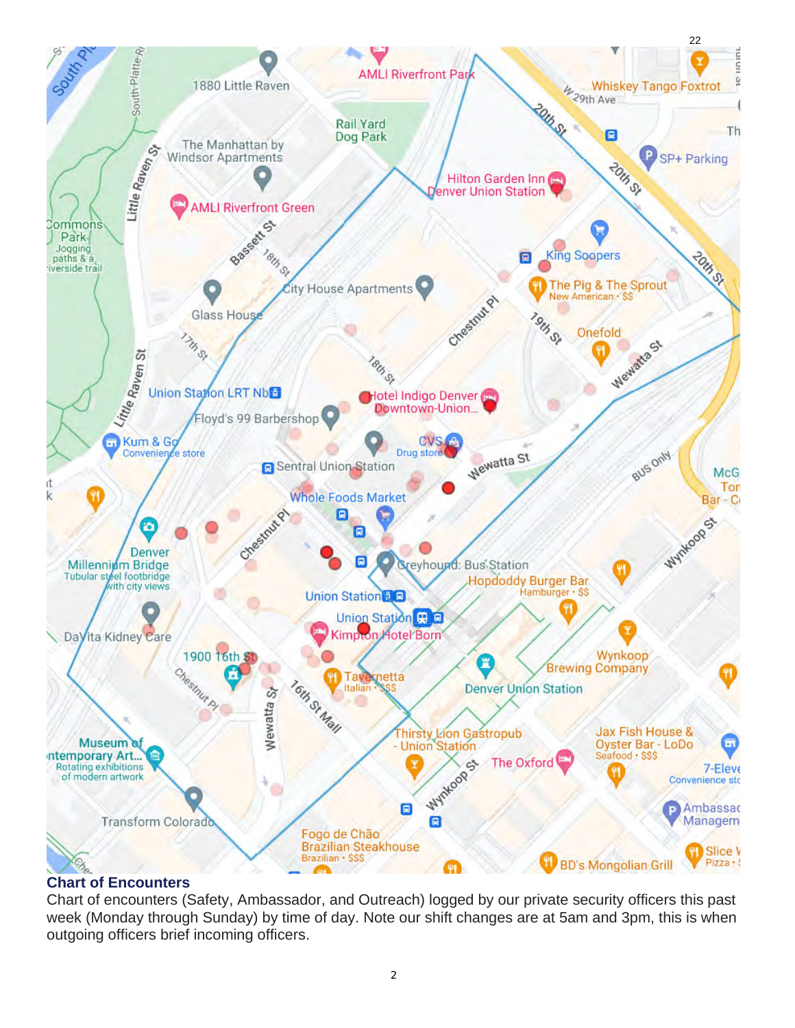## Chart of Encounters

Chart of encounters (Safety, Ambassador, and Outreach) logged by our private security officers this past week (Monday through Sunday) by time of day. Note our shift changes are at 5am and 3pm, this is when outgoing officers brief incoming officers.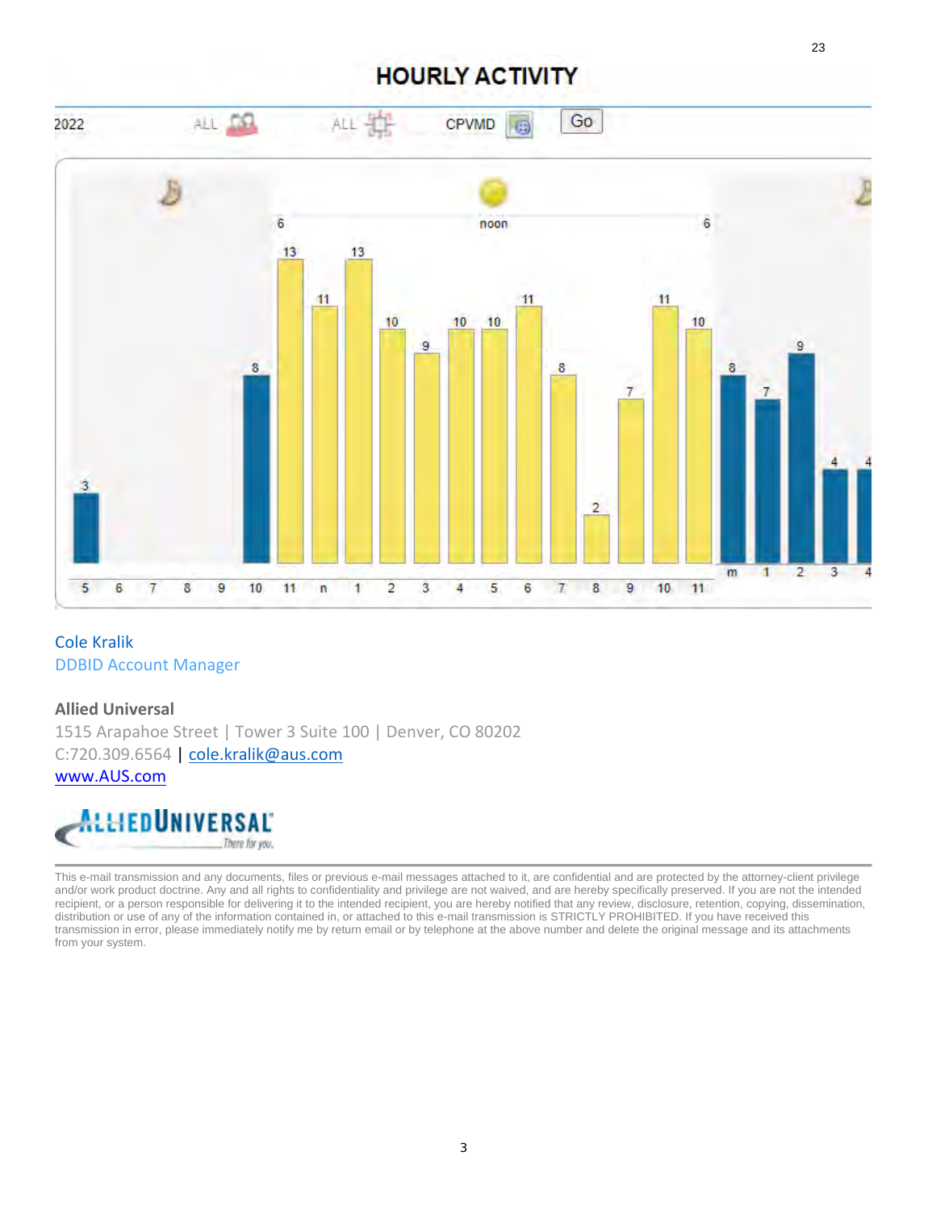## HOURLY ACTIVITY

2022 ALL ALL CPVMD Go

| Hour | 5 | 6 | 7 | 8 | 9 | 10 | 11 | n | 1 | 2 | 3 | 4 | 5 | 6 | 7 | 8 | 9 | 10 | 11 | m | 1 | 2 | 3 | 4 |
|---|---|---|---|---|---|---|---|---|---|---|---|---|---|---|---|---|---|---|---|---|---|---|---|---|
| Activity | 3 | | | | | 8 | 13 | 11 | 13 | 10 | 9 | 10 | 10 | 11 | 8 | 2 | 7 | 11 | 10 | 8 | 7 | 9 | 4 | 4 |

Cole Kralik
DDBID Account Manager

**Allied Universal**
1515 Arapahoe Street | Tower 3 Suite 100 | Denver, CO 80202
C:720.309.6564 | cole.kralik@aus.com
www.AUS.com

ALLIED UNIVERSAL
There for you.

This e-mail transmission and any documents, files or previous e-mail messages attached to it, are confidential and are protected by the attorney-client privilege and/or work product doctrine. Any and all rights to confidentiality and privilege are not waived, and are hereby specifically preserved. If you are not the intended recipient, or a person responsible for delivering it to the intended recipient, you are hereby notified that any review, disclosure, retention, copying, dissemination, distribution or use of any of the information contained in, or attached to this e-mail transmission is STRICTLY PROHIBITED. If you have received this transmission in error, please immediately notify me by return email or by telephone at the above number and delete the original message and its attachments from your system.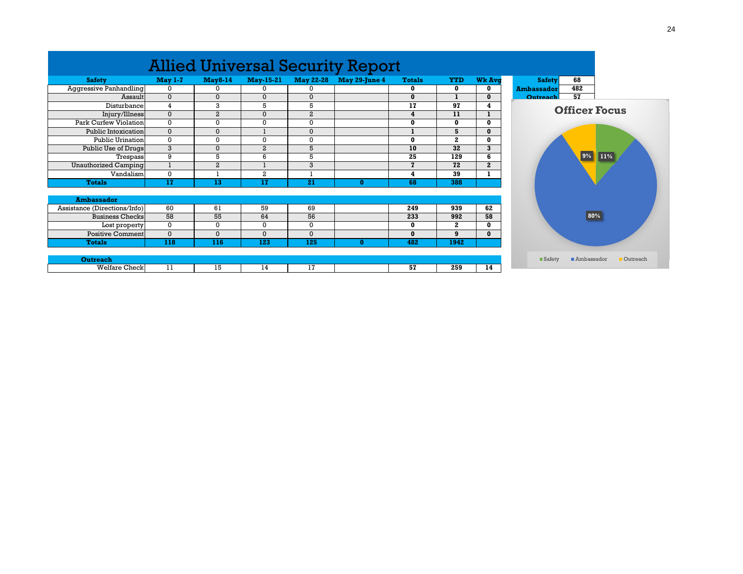# Allied Universal Security Report

| Safety | May 1-7 | May8-14 | May-15-21 | May 22-28 | May 29-June 4 | Totals | YTD | Wk Avg |
|---|---|---|---|---|---|---|---|---|
| Aggressive Panhandling | 0 | 0 | 0 | 0 | | **0** | **0** | **0** |
| Assault | 0 | 0 | 0 | 0 | | **0** | **1** | **0** |
| Disturbance | 4 | 3 | 5 | 5 | | **17** | **97** | **4** |
| Injury/Illness | 0 | 2 | 0 | 2 | | **4** | **11** | **1** |
| Park Curfew Violation | 0 | 0 | 0 | 0 | | **0** | **0** | **0** |
| Public Intoxication | 0 | 0 | 1 | 0 | | **1** | **5** | **0** |
| Public Urination | 0 | 0 | 0 | 0 | | **0** | **2** | **0** |
| Public Use of Drugs | 3 | 0 | 2 | 5 | | **10** | **32** | **3** |
| Trespass | 9 | 5 | 6 | 5 | | **25** | **129** | **6** |
| Unauthorized Camping | 1 | 2 | 1 | 3 | | **7** | **72** | **2** |
| Vandalism | 0 | 1 | 2 | 1 | | **4** | **39** | **1** |
| **Totals** | **17** | **13** | **17** | **21** | **0** | **68** | **388** | |

| Ambassador | May 1-7 | May8-14 | May-15-21 | May 22-28 | May 29-June 4 | Totals | YTD | Wk Avg |
|---|---|---|---|---|---|---|---|---|
| Assistance (Directions/Info) | 60 | 61 | 59 | 69 | | **249** | **939** | **62** |
| Business Checks | 58 | 55 | 64 | 56 | | **233** | **992** | **58** |
| Lost property | 0 | 0 | 0 | 0 | | **0** | **2** | **0** |
| Positive Comment | 0 | 0 | 0 | 0 | | **0** | **9** | **0** |
| **Totals** | **118** | **116** | **123** | **125** | **0** | **482** | **1942** | |

| Outreach | May 1-7 | May8-14 | May-15-21 | May 22-28 | May 29-June 4 | Totals | YTD | Wk Avg |
|---|---|---|---|---|---|---|---|---|
| Welfare Check | 11 | 15 | 14 | 17 | | **57** | **259** | **14** |

| | |
|---|---|
| **Safety** | **68** |
| **Ambassador** | **482** |
| **Outreach** | **57** |

**Officer Focus**

- Safety: 11%
- Ambassador: 80%
- Outreach: 9%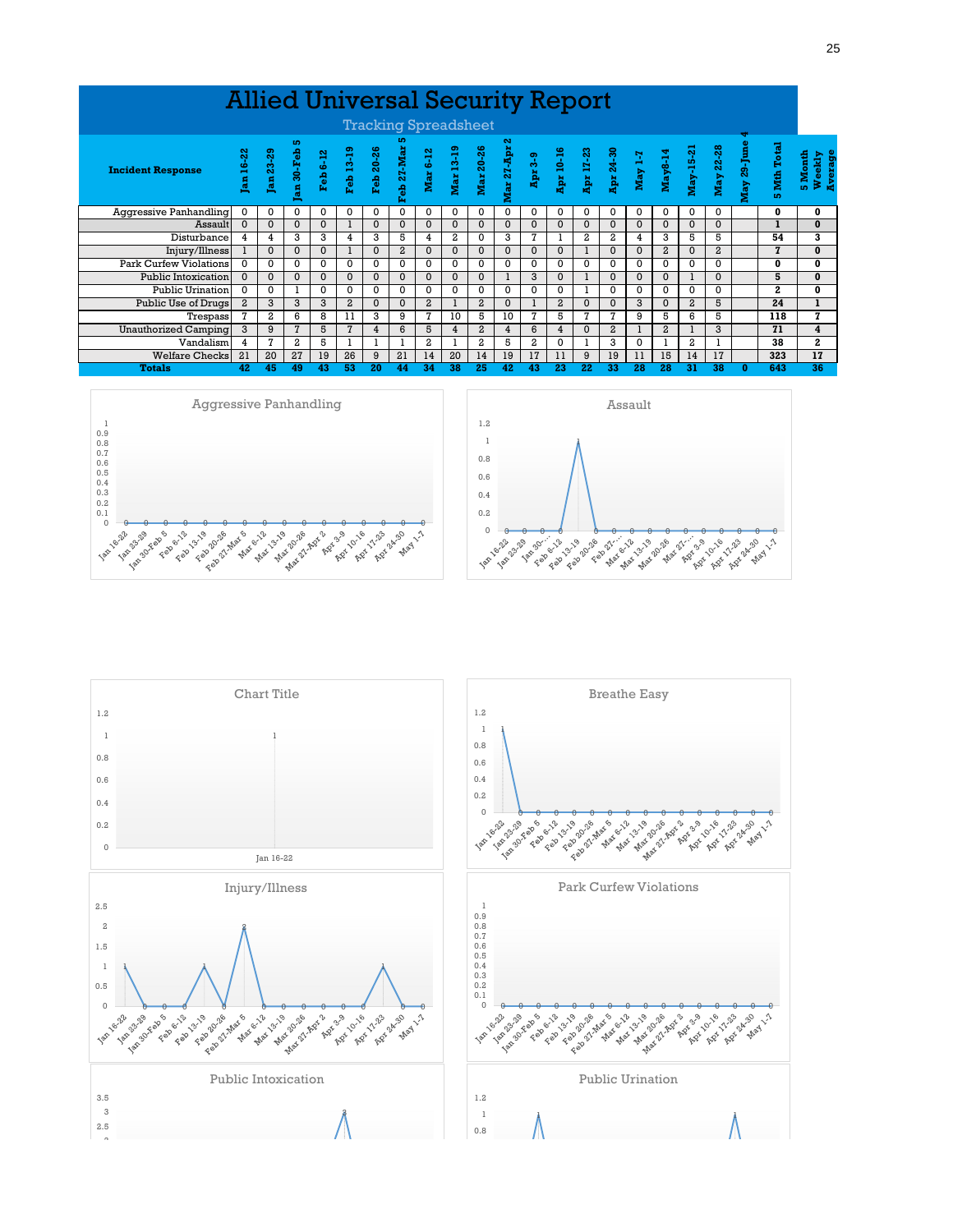# Allied Universal Security Report

Tracking Spreadsheet

| Incident Response | Jan 16-22 | Jan 23-29 | Jan 30-Feb 5 | Feb 6-12 | Feb 13-19 | Feb 20-26 | Feb 27-Mar 5 | Mar 6-12 | Mar 13-19 | Mar 20-26 | Mar 27-Apr 2 | Apr 3-9 | Apr 10-16 | Apr 17-23 | Apr 24-30 | May 1-7 | May8-14 | May-15-21 | May 22-28 | May 29-June 4 | 5 Mth Total | 5 Month Weekly Average |
|---|---|---|---|---|---|---|---|---|---|---|---|---|---|---|---|---|---|---|---|---|---|---|
| Aggressive Panhandling | 0 | 0 | 0 | 0 | 0 | 0 | 0 | 0 | 0 | 0 | 0 | 0 | 0 | 0 | 0 | 0 | 0 | 0 | 0 | | **0** | **0** |
| Assault | 0 | 0 | 0 | 0 | 1 | 0 | 0 | 0 | 0 | 0 | 0 | 0 | 0 | 0 | 0 | 0 | 0 | 0 | 0 | | **1** | **0** |
| Disturbance | 4 | 4 | 3 | 3 | 4 | 3 | 5 | 4 | 2 | 0 | 3 | 7 | 1 | 2 | 2 | 4 | 3 | 5 | 5 | | **54** | **3** |
| Injury/Illness | 1 | 0 | 0 | 0 | 1 | 0 | 2 | 0 | 0 | 0 | 0 | 0 | 0 | 1 | 0 | 0 | 2 | 0 | 2 | | **7** | **0** |
| Park Curfew Violations | 0 | 0 | 0 | 0 | 0 | 0 | 0 | 0 | 0 | 0 | 0 | 0 | 0 | 0 | 0 | 0 | 0 | 0 | 0 | | **0** | **0** |
| Public Intoxication | 0 | 0 | 0 | 0 | 0 | 0 | 0 | 0 | 0 | 0 | 1 | 3 | 0 | 1 | 0 | 0 | 0 | 1 | 0 | | **5** | **0** |
| Public Urination | 0 | 0 | 1 | 0 | 0 | 0 | 0 | 0 | 0 | 0 | 0 | 0 | 0 | 1 | 0 | 0 | 0 | 0 | 0 | | **2** | **0** |
| Public Use of Drugs | 2 | 3 | 3 | 3 | 2 | 0 | 0 | 2 | 1 | 2 | 0 | 1 | 2 | 0 | 0 | 3 | 0 | 2 | 5 | | **24** | **1** |
| Trespass | 7 | 2 | 6 | 8 | 11 | 3 | 9 | 7 | 10 | 5 | 10 | 7 | 5 | 7 | 7 | 9 | 5 | 6 | 5 | | **118** | **7** |
| Unauthorized Camping | 3 | 9 | 7 | 5 | 7 | 4 | 6 | 5 | 4 | 2 | 4 | 6 | 4 | 0 | 2 | 1 | 2 | 1 | 3 | | **71** | **4** |
| Vandalism | 4 | 7 | 2 | 5 | 1 | 1 | 1 | 2 | 1 | 2 | 5 | 2 | 0 | 1 | 3 | 0 | 1 | 2 | 1 | | **38** | **2** |
| Welfare Checks | 21 | 20 | 27 | 19 | 26 | 9 | 21 | 14 | 20 | 14 | 19 | 17 | 11 | 9 | 19 | 11 | 15 | 14 | 17 | | **323** | **17** |
| **Totals** | **42** | **45** | **49** | **43** | **53** | **20** | **44** | **34** | **38** | **25** | **42** | **43** | **23** | **22** | **33** | **28** | **28** | **31** | **38** | **0** | **643** | **36** |

Aggressive Panhandling

Assault

Chart Title

Breathe Easy

Injury/Illness

Park Curfew Violations

Public Intoxication

Public Urination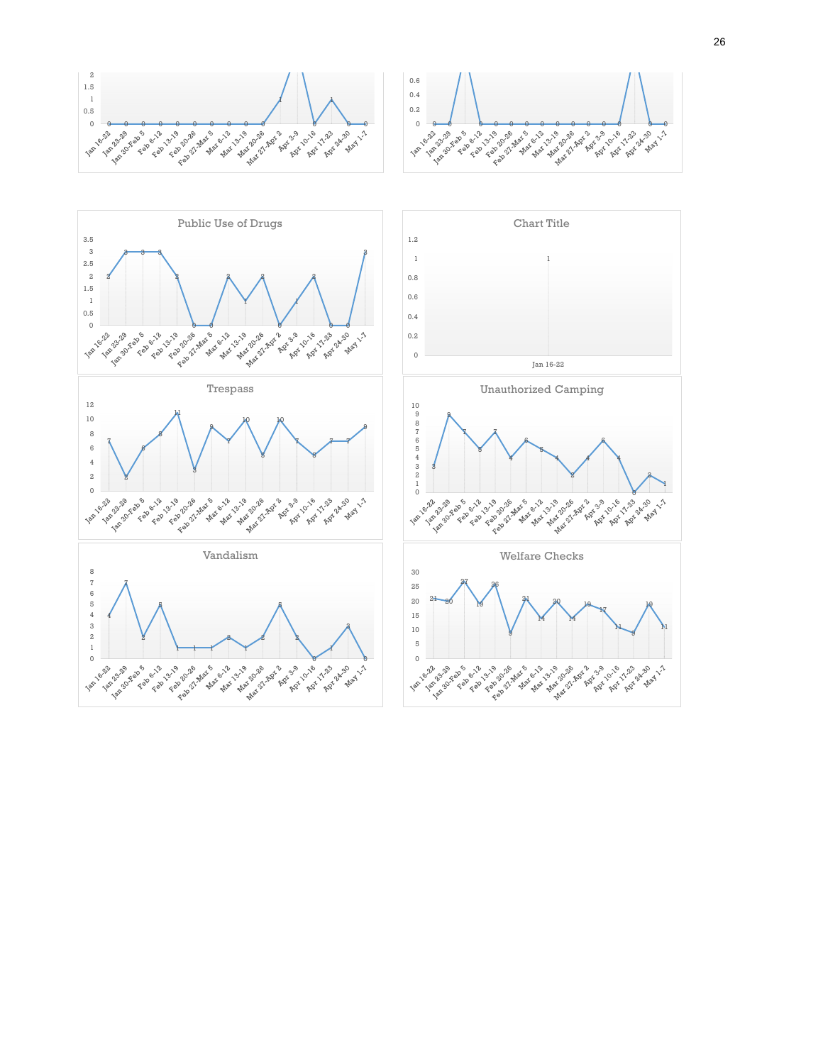**Public Use of Drugs**

| Week | Count |
|---|---|
| Jan 16-22 | 2 |
| Jan 23-29 | 3 |
| Jan 30-Feb 5 | 3 |
| Feb 6-12 | 3 |
| Feb 13-19 | 2 |
| Feb 20-26 | 0 |
| Feb 27-Mar 5 | 0 |
| Mar 6-12 | 2 |
| Mar 13-19 | 1 |
| Mar 20-26 | 2 |
| Mar 27-Apr 2 | 0 |
| Apr 3-9 | 1 |
| Apr 10-16 | 2 |
| Apr 17-23 | 0 |
| Apr 24-30 | 0 |
| May 1-7 | 3 |

**Chart Title**

| Week | Count |
|---|---|
| Jan 16-22 | 1 |

**Trespass**

| Week | Count |
|---|---|
| Jan 16-22 | 7 |
| Jan 23-29 | 2 |
| Jan 30-Feb 5 | 6 |
| Feb 6-12 | 8 |
| Feb 13-19 | 11 |
| Feb 20-26 | 3 |
| Feb 27-Mar 5 | 9 |
| Mar 6-12 | 7 |
| Mar 13-19 | 10 |
| Mar 20-26 | 5 |
| Mar 27-Apr 2 | 10 |
| Apr 3-9 | 7 |
| Apr 10-16 | 5 |
| Apr 17-23 | 7 |
| Apr 24-30 | 7 |
| May 1-7 | 9 |

**Unauthorized Camping**

| Week | Count |
|---|---|
| Jan 16-22 | 3 |
| Jan 23-29 | 9 |
| Jan 30-Feb 5 | 7 |
| Feb 6-12 | 5 |
| Feb 13-19 | 7 |
| Feb 20-26 | 4 |
| Feb 27-Mar 5 | 6 |
| Mar 6-12 | 5 |
| Mar 13-19 | 4 |
| Mar 20-26 | 2 |
| Mar 27-Apr 2 | 4 |
| Apr 3-9 | 6 |
| Apr 10-16 | 4 |
| Apr 17-23 | 0 |
| Apr 24-30 | 2 |
| May 1-7 | 1 |

**Vandalism**

| Week | Count |
|---|---|
| Jan 16-22 | 4 |
| Jan 23-29 | 7 |
| Jan 30-Feb 5 | 2 |
| Feb 6-12 | 5 |
| Feb 13-19 | 1 |
| Feb 20-26 | 1 |
| Feb 27-Mar 5 | 1 |
| Mar 6-12 | 2 |
| Mar 13-19 | 1 |
| Mar 20-26 | 2 |
| Mar 27-Apr 2 | 5 |
| Apr 3-9 | 2 |
| Apr 10-16 | 0 |
| Apr 17-23 | 1 |
| Apr 24-30 | 3 |
| May 1-7 | 0 |

**Welfare Checks**

| Week | Count |
|---|---|
| Jan 16-22 | 21 |
| Jan 23-29 | 20 |
| Jan 30-Feb 5 | 27 |
| Feb 6-12 | 19 |
| Feb 13-19 | 26 |
| Feb 20-26 | 9 |
| Feb 27-Mar 5 | 21 |
| Mar 6-12 | 14 |
| Mar 13-19 | 20 |
| Mar 20-26 | 14 |
| Mar 27-Apr 2 | 19 |
| Apr 3-9 | 17 |
| Apr 10-16 | 11 |
| Apr 17-23 | 9 |
| Apr 24-30 | 19 |
| May 1-7 | 11 |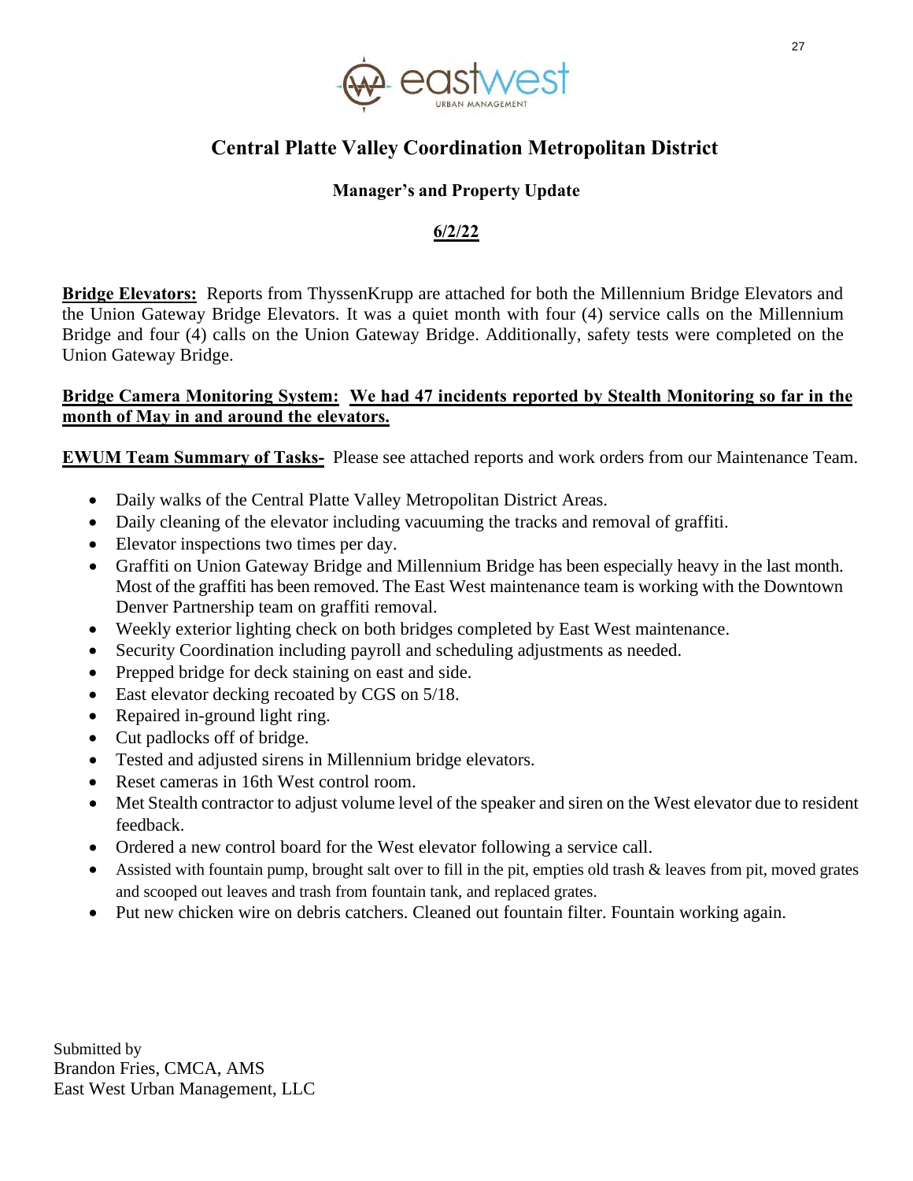eastwest URBAN MANAGEMENT

# Central Platte Valley Coordination Metropolitan District

## Manager's and Property Update

**6/2/22**

**Bridge Elevators:** Reports from ThyssenKrupp are attached for both the Millennium Bridge Elevators and the Union Gateway Bridge Elevators. It was a quiet month with four (4) service calls on the Millennium Bridge and four (4) calls on the Union Gateway Bridge. Additionally, safety tests were completed on the Union Gateway Bridge.

**Bridge Camera Monitoring System: We had 47 incidents reported by Stealth Monitoring so far in the month of May in and around the elevators.**

**EWUM Team Summary of Tasks-** Please see attached reports and work orders from our Maintenance Team.

- Daily walks of the Central Platte Valley Metropolitan District Areas.
- Daily cleaning of the elevator including vacuuming the tracks and removal of graffiti.
- Elevator inspections two times per day.
- Graffiti on Union Gateway Bridge and Millennium Bridge has been especially heavy in the last month. Most of the graffiti has been removed. The East West maintenance team is working with the Downtown Denver Partnership team on graffiti removal.
- Weekly exterior lighting check on both bridges completed by East West maintenance.
- Security Coordination including payroll and scheduling adjustments as needed.
- Prepped bridge for deck staining on east and side.
- East elevator decking recoated by CGS on 5/18.
- Repaired in-ground light ring.
- Cut padlocks off of bridge.
- Tested and adjusted sirens in Millennium bridge elevators.
- Reset cameras in 16th West control room.
- Met Stealth contractor to adjust volume level of the speaker and siren on the West elevator due to resident feedback.
- Ordered a new control board for the West elevator following a service call.
- Assisted with fountain pump, brought salt over to fill in the pit, empties old trash & leaves from pit, moved grates and scooped out leaves and trash from fountain tank, and replaced grates.
- Put new chicken wire on debris catchers. Cleaned out fountain filter. Fountain working again.

Submitted by
Brandon Fries, CMCA, AMS
East West Urban Management, LLC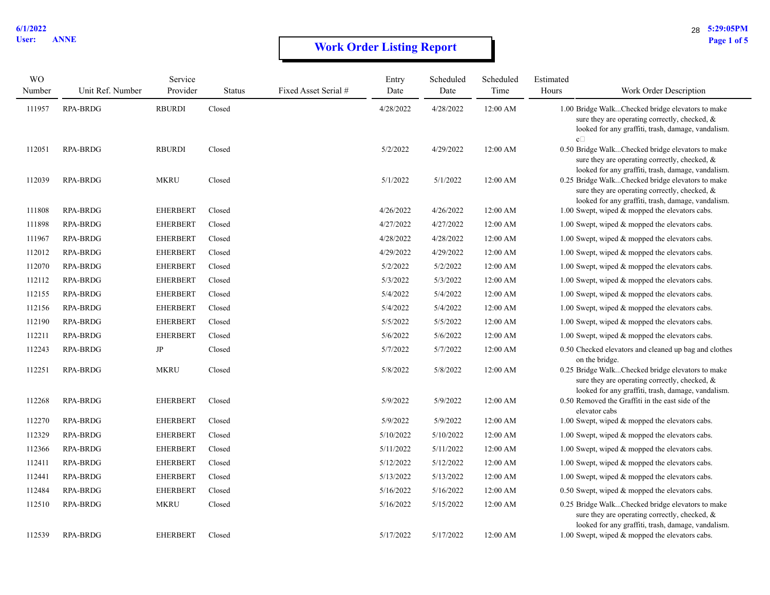6/1/2022
User: ANNE

5:29:05PM

# Work Order Listing Report

| WO Number | Unit Ref. Number | Service Provider | Status | Fixed Asset Serial # | Entry Date | Scheduled Date | Scheduled Time | Estimated Hours | Work Order Description |
|---|---|---|---|---|---|---|---|---|---|
| 111957 | RPA-BRDG | RBURDI | Closed | | 4/28/2022 | 4/28/2022 | 12:00 AM | 1.00 | Bridge Walk...Checked bridge elevators to make sure they are operating correctly, checked, & looked for any graffiti, trash, damage, vandalism. c |
| 112051 | RPA-BRDG | RBURDI | Closed | | 5/2/2022 | 4/29/2022 | 12:00 AM | 0.50 | Bridge Walk...Checked bridge elevators to make sure they are operating correctly, checked, & looked for any graffiti, trash, damage, vandalism. |
| 112039 | RPA-BRDG | MKRU | Closed | | 5/1/2022 | 5/1/2022 | 12:00 AM | 0.25 | Bridge Walk...Checked bridge elevators to make sure they are operating correctly, checked, & looked for any graffiti, trash, damage, vandalism. |
| 111808 | RPA-BRDG | EHERBERT | Closed | | 4/26/2022 | 4/26/2022 | 12:00 AM | 1.00 | Swept, wiped & mopped the elevators cabs. |
| 111898 | RPA-BRDG | EHERBERT | Closed | | 4/27/2022 | 4/27/2022 | 12:00 AM | 1.00 | Swept, wiped & mopped the elevators cabs. |
| 111967 | RPA-BRDG | EHERBERT | Closed | | 4/28/2022 | 4/28/2022 | 12:00 AM | 1.00 | Swept, wiped & mopped the elevators cabs. |
| 112012 | RPA-BRDG | EHERBERT | Closed | | 4/29/2022 | 4/29/2022 | 12:00 AM | 1.00 | Swept, wiped & mopped the elevators cabs. |
| 112070 | RPA-BRDG | EHERBERT | Closed | | 5/2/2022 | 5/2/2022 | 12:00 AM | 1.00 | Swept, wiped & mopped the elevators cabs. |
| 112112 | RPA-BRDG | EHERBERT | Closed | | 5/3/2022 | 5/3/2022 | 12:00 AM | 1.00 | Swept, wiped & mopped the elevators cabs. |
| 112155 | RPA-BRDG | EHERBERT | Closed | | 5/4/2022 | 5/4/2022 | 12:00 AM | 1.00 | Swept, wiped & mopped the elevators cabs. |
| 112156 | RPA-BRDG | EHERBERT | Closed | | 5/4/2022 | 5/4/2022 | 12:00 AM | 1.00 | Swept, wiped & mopped the elevators cabs. |
| 112190 | RPA-BRDG | EHERBERT | Closed | | 5/5/2022 | 5/5/2022 | 12:00 AM | 1.00 | Swept, wiped & mopped the elevators cabs. |
| 112211 | RPA-BRDG | EHERBERT | Closed | | 5/6/2022 | 5/6/2022 | 12:00 AM | 1.00 | Swept, wiped & mopped the elevators cabs. |
| 112243 | RPA-BRDG | JP | Closed | | 5/7/2022 | 5/7/2022 | 12:00 AM | 0.50 | Checked elevators and cleaned up bag and clothes on the bridge. |
| 112251 | RPA-BRDG | MKRU | Closed | | 5/8/2022 | 5/8/2022 | 12:00 AM | 0.25 | Bridge Walk...Checked bridge elevators to make sure they are operating correctly, checked, & looked for any graffiti, trash, damage, vandalism. |
| 112268 | RPA-BRDG | EHERBERT | Closed | | 5/9/2022 | 5/9/2022 | 12:00 AM | 0.50 | Removed the Graffiti in the east side of the elevator cabs |
| 112270 | RPA-BRDG | EHERBERT | Closed | | 5/9/2022 | 5/9/2022 | 12:00 AM | 1.00 | Swept, wiped & mopped the elevators cabs. |
| 112329 | RPA-BRDG | EHERBERT | Closed | | 5/10/2022 | 5/10/2022 | 12:00 AM | 1.00 | Swept, wiped & mopped the elevators cabs. |
| 112366 | RPA-BRDG | EHERBERT | Closed | | 5/11/2022 | 5/11/2022 | 12:00 AM | 1.00 | Swept, wiped & mopped the elevators cabs. |
| 112411 | RPA-BRDG | EHERBERT | Closed | | 5/12/2022 | 5/12/2022 | 12:00 AM | 1.00 | Swept, wiped & mopped the elevators cabs. |
| 112441 | RPA-BRDG | EHERBERT | Closed | | 5/13/2022 | 5/13/2022 | 12:00 AM | 1.00 | Swept, wiped & mopped the elevators cabs. |
| 112484 | RPA-BRDG | EHERBERT | Closed | | 5/16/2022 | 5/16/2022 | 12:00 AM | 0.50 | Swept, wiped & mopped the elevators cabs. |
| 112510 | RPA-BRDG | MKRU | Closed | | 5/16/2022 | 5/15/2022 | 12:00 AM | 0.25 | Bridge Walk...Checked bridge elevators to make sure they are operating correctly, checked, & looked for any graffiti, trash, damage, vandalism. |
| 112539 | RPA-BRDG | EHERBERT | Closed | | 5/17/2022 | 5/17/2022 | 12:00 AM | 1.00 | Swept, wiped & mopped the elevators cabs. |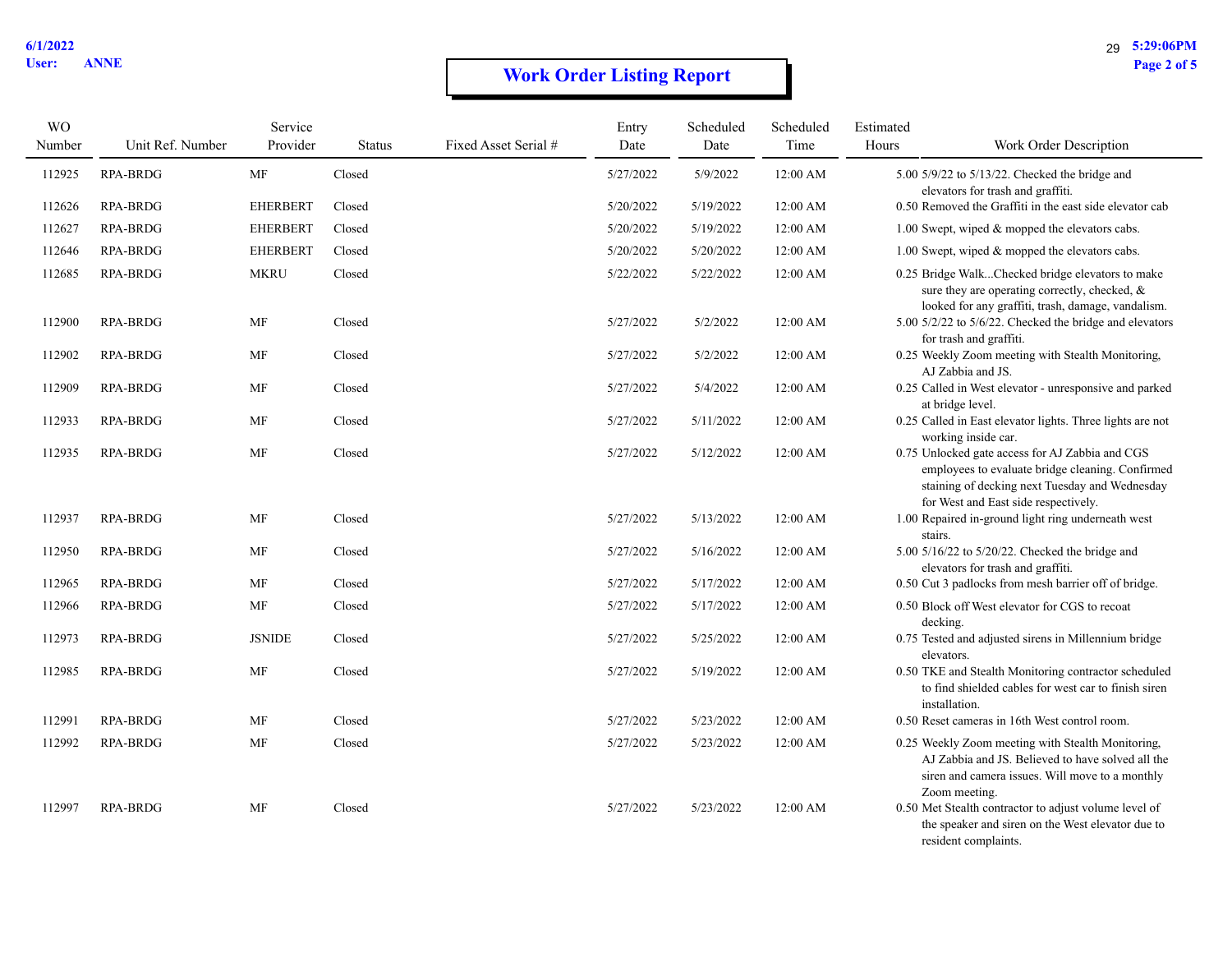# Work Order Listing Report

| WO Number | Unit Ref. Number | Service Provider | Status | Fixed Asset Serial # | Entry Date | Scheduled Date | Scheduled Time | Estimated Hours | Work Order Description |
|---|---|---|---|---|---|---|---|---|---|
| 112925 | RPA-BRDG | MF | Closed | | 5/27/2022 | 5/9/2022 | 12:00 AM | 5.00 | 5/9/22 to 5/13/22. Checked the bridge and elevators for trash and graffiti. |
| 112626 | RPA-BRDG | EHERBERT | Closed | | 5/20/2022 | 5/19/2022 | 12:00 AM | 0.50 | Removed the Graffiti in the east side elevator cab |
| 112627 | RPA-BRDG | EHERBERT | Closed | | 5/20/2022 | 5/19/2022 | 12:00 AM | 1.00 | Swept, wiped & mopped the elevators cabs. |
| 112646 | RPA-BRDG | EHERBERT | Closed | | 5/20/2022 | 5/20/2022 | 12:00 AM | 1.00 | Swept, wiped & mopped the elevators cabs. |
| 112685 | RPA-BRDG | MKRU | Closed | | 5/22/2022 | 5/22/2022 | 12:00 AM | 0.25 | Bridge Walk...Checked bridge elevators to make sure they are operating correctly, checked, & looked for any graffiti, trash, damage, vandalism. |
| 112900 | RPA-BRDG | MF | Closed | | 5/27/2022 | 5/2/2022 | 12:00 AM | 5.00 | 5/2/22 to 5/6/22. Checked the bridge and elevators for trash and graffiti. |
| 112902 | RPA-BRDG | MF | Closed | | 5/27/2022 | 5/2/2022 | 12:00 AM | 0.25 | Weekly Zoom meeting with Stealth Monitoring, AJ Zabbia and JS. |
| 112909 | RPA-BRDG | MF | Closed | | 5/27/2022 | 5/4/2022 | 12:00 AM | 0.25 | Called in West elevator - unresponsive and parked at bridge level. |
| 112933 | RPA-BRDG | MF | Closed | | 5/27/2022 | 5/11/2022 | 12:00 AM | 0.25 | Called in East elevator lights. Three lights are not working inside car. |
| 112935 | RPA-BRDG | MF | Closed | | 5/27/2022 | 5/12/2022 | 12:00 AM | 0.75 | Unlocked gate access for AJ Zabbia and CGS employees to evaluate bridge cleaning. Confirmed staining of decking next Tuesday and Wednesday for West and East side respectively. |
| 112937 | RPA-BRDG | MF | Closed | | 5/27/2022 | 5/13/2022 | 12:00 AM | 1.00 | Repaired in-ground light ring underneath west stairs. |
| 112950 | RPA-BRDG | MF | Closed | | 5/27/2022 | 5/16/2022 | 12:00 AM | 5.00 | 5/16/22 to 5/20/22. Checked the bridge and elevators for trash and graffiti. |
| 112965 | RPA-BRDG | MF | Closed | | 5/27/2022 | 5/17/2022 | 12:00 AM | 0.50 | Cut 3 padlocks from mesh barrier off of bridge. |
| 112966 | RPA-BRDG | MF | Closed | | 5/27/2022 | 5/17/2022 | 12:00 AM | 0.50 | Block off West elevator for CGS to recoat decking. |
| 112973 | RPA-BRDG | JSNIDE | Closed | | 5/27/2022 | 5/25/2022 | 12:00 AM | 0.75 | Tested and adjusted sirens in Millennium bridge elevators. |
| 112985 | RPA-BRDG | MF | Closed | | 5/27/2022 | 5/19/2022 | 12:00 AM | 0.50 | TKE and Stealth Monitoring contractor scheduled to find shielded cables for west car to finish siren installation. |
| 112991 | RPA-BRDG | MF | Closed | | 5/27/2022 | 5/23/2022 | 12:00 AM | 0.50 | Reset cameras in 16th West control room. |
| 112992 | RPA-BRDG | MF | Closed | | 5/27/2022 | 5/23/2022 | 12:00 AM | 0.25 | Weekly Zoom meeting with Stealth Monitoring, AJ Zabbia and JS. Believed to have solved all the siren and camera issues. Will move to a monthly Zoom meeting. |
| 112997 | RPA-BRDG | MF | Closed | | 5/27/2022 | 5/23/2022 | 12:00 AM | 0.50 | Met Stealth contractor to adjust volume level of the speaker and siren on the West elevator due to resident complaints. |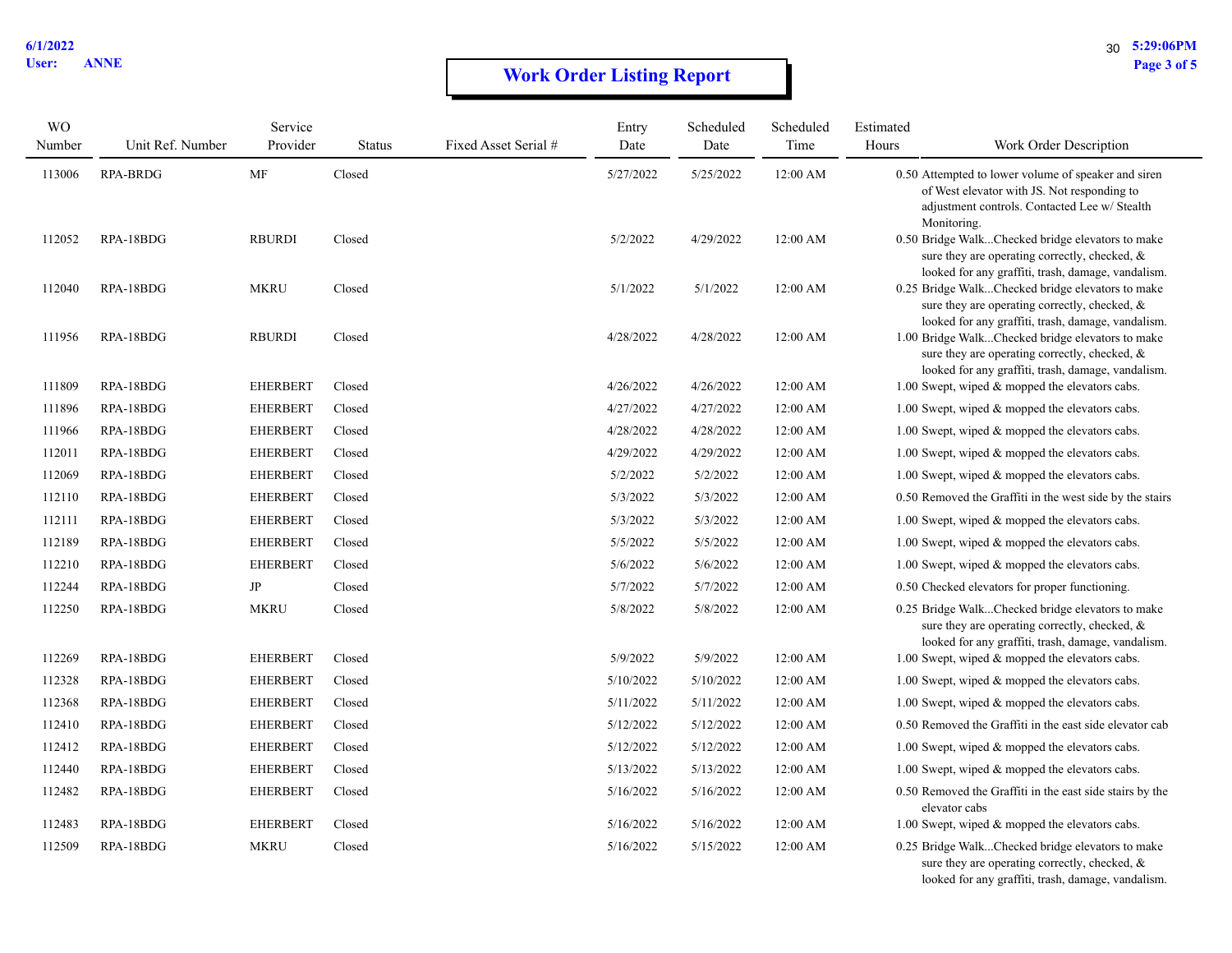# Work Order Listing Report

| WO Number | Unit Ref. Number | Service Provider | Status | Fixed Asset Serial # | Entry Date | Scheduled Date | Scheduled Time | Estimated Hours | Work Order Description |
|---|---|---|---|---|---|---|---|---|---|
| 113006 | RPA-BRDG | MF | Closed | | 5/27/2022 | 5/25/2022 | 12:00 AM | 0.50 | Attempted to lower volume of speaker and siren of West elevator with JS. Not responding to adjustment controls. Contacted Lee w/ Stealth Monitoring. |
| 112052 | RPA-18BDG | RBURDI | Closed | | 5/2/2022 | 4/29/2022 | 12:00 AM | 0.50 | Bridge Walk...Checked bridge elevators to make sure they are operating correctly, checked, & looked for any graffiti, trash, damage, vandalism. |
| 112040 | RPA-18BDG | MKRU | Closed | | 5/1/2022 | 5/1/2022 | 12:00 AM | 0.25 | Bridge Walk...Checked bridge elevators to make sure they are operating correctly, checked, & looked for any graffiti, trash, damage, vandalism. |
| 111956 | RPA-18BDG | RBURDI | Closed | | 4/28/2022 | 4/28/2022 | 12:00 AM | 1.00 | Bridge Walk...Checked bridge elevators to make sure they are operating correctly, checked, & looked for any graffiti, trash, damage, vandalism. |
| 111809 | RPA-18BDG | EHERBERT | Closed | | 4/26/2022 | 4/26/2022 | 12:00 AM | 1.00 | Swept, wiped & mopped the elevators cabs. |
| 111896 | RPA-18BDG | EHERBERT | Closed | | 4/27/2022 | 4/27/2022 | 12:00 AM | 1.00 | Swept, wiped & mopped the elevators cabs. |
| 111966 | RPA-18BDG | EHERBERT | Closed | | 4/28/2022 | 4/28/2022 | 12:00 AM | 1.00 | Swept, wiped & mopped the elevators cabs. |
| 112011 | RPA-18BDG | EHERBERT | Closed | | 4/29/2022 | 4/29/2022 | 12:00 AM | 1.00 | Swept, wiped & mopped the elevators cabs. |
| 112069 | RPA-18BDG | EHERBERT | Closed | | 5/2/2022 | 5/2/2022 | 12:00 AM | 1.00 | Swept, wiped & mopped the elevators cabs. |
| 112110 | RPA-18BDG | EHERBERT | Closed | | 5/3/2022 | 5/3/2022 | 12:00 AM | 0.50 | Removed the Graffiti in the west side by the stairs |
| 112111 | RPA-18BDG | EHERBERT | Closed | | 5/3/2022 | 5/3/2022 | 12:00 AM | 1.00 | Swept, wiped & mopped the elevators cabs. |
| 112189 | RPA-18BDG | EHERBERT | Closed | | 5/5/2022 | 5/5/2022 | 12:00 AM | 1.00 | Swept, wiped & mopped the elevators cabs. |
| 112210 | RPA-18BDG | EHERBERT | Closed | | 5/6/2022 | 5/6/2022 | 12:00 AM | 1.00 | Swept, wiped & mopped the elevators cabs. |
| 112244 | RPA-18BDG | JP | Closed | | 5/7/2022 | 5/7/2022 | 12:00 AM | 0.50 | Checked elevators for proper functioning. |
| 112250 | RPA-18BDG | MKRU | Closed | | 5/8/2022 | 5/8/2022 | 12:00 AM | 0.25 | Bridge Walk...Checked bridge elevators to make sure they are operating correctly, checked, & looked for any graffiti, trash, damage, vandalism. |
| 112269 | RPA-18BDG | EHERBERT | Closed | | 5/9/2022 | 5/9/2022 | 12:00 AM | 1.00 | Swept, wiped & mopped the elevators cabs. |
| 112328 | RPA-18BDG | EHERBERT | Closed | | 5/10/2022 | 5/10/2022 | 12:00 AM | 1.00 | Swept, wiped & mopped the elevators cabs. |
| 112368 | RPA-18BDG | EHERBERT | Closed | | 5/11/2022 | 5/11/2022 | 12:00 AM | 1.00 | Swept, wiped & mopped the elevators cabs. |
| 112410 | RPA-18BDG | EHERBERT | Closed | | 5/12/2022 | 5/12/2022 | 12:00 AM | 0.50 | Removed the Graffiti in the east side elevator cab |
| 112412 | RPA-18BDG | EHERBERT | Closed | | 5/12/2022 | 5/12/2022 | 12:00 AM | 1.00 | Swept, wiped & mopped the elevators cabs. |
| 112440 | RPA-18BDG | EHERBERT | Closed | | 5/13/2022 | 5/13/2022 | 12:00 AM | 1.00 | Swept, wiped & mopped the elevators cabs. |
| 112482 | RPA-18BDG | EHERBERT | Closed | | 5/16/2022 | 5/16/2022 | 12:00 AM | 0.50 | Removed the Graffiti in the east side stairs by the elevator cabs |
| 112483 | RPA-18BDG | EHERBERT | Closed | | 5/16/2022 | 5/16/2022 | 12:00 AM | 1.00 | Swept, wiped & mopped the elevators cabs. |
| 112509 | RPA-18BDG | MKRU | Closed | | 5/16/2022 | 5/15/2022 | 12:00 AM | 0.25 | Bridge Walk...Checked bridge elevators to make sure they are operating correctly, checked, & looked for any graffiti, trash, damage, vandalism. |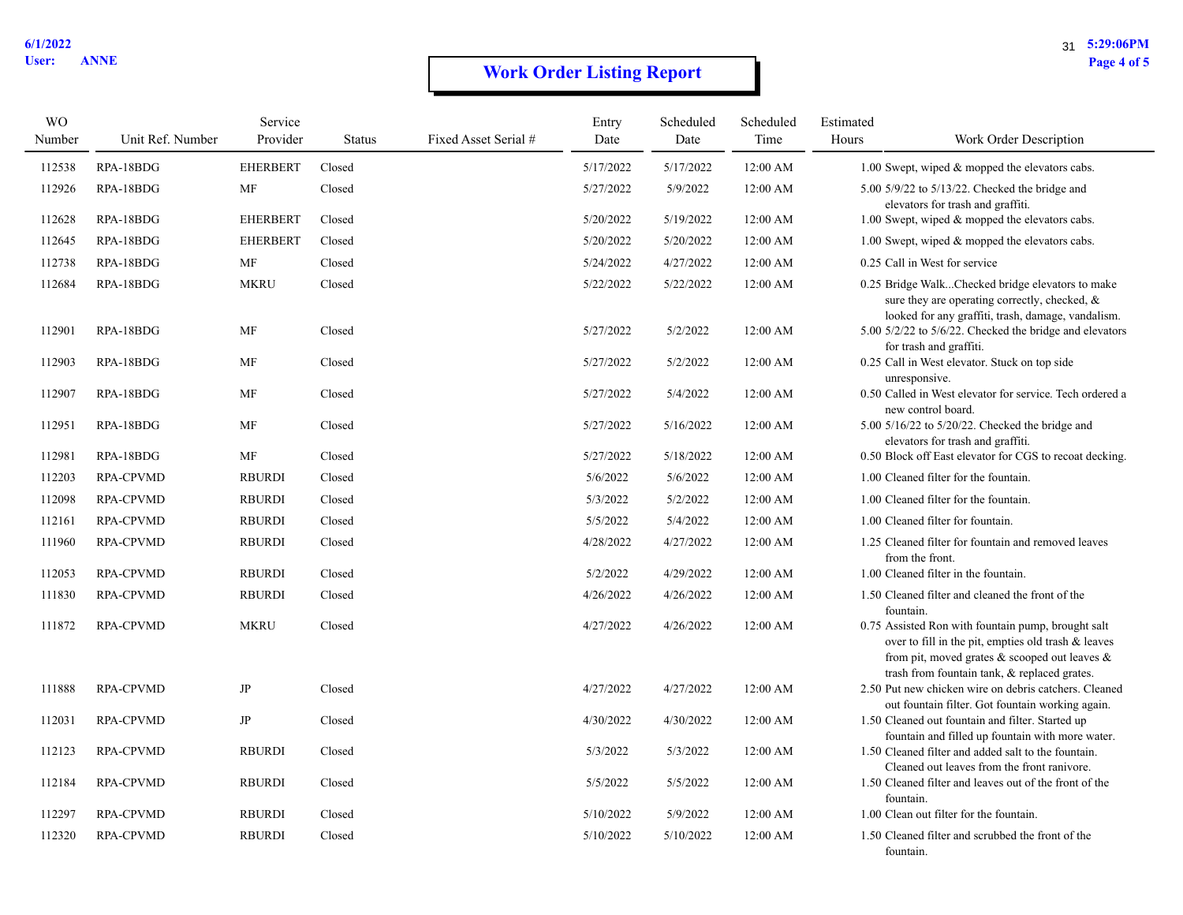# Work Order Listing Report

6/1/2022
User: ANNE

5:29:06PM

| WO Number | Unit Ref. Number | Service Provider | Status | Fixed Asset Serial # | Entry Date | Scheduled Date | Scheduled Time | Estimated Hours | Work Order Description |
|---|---|---|---|---|---|---|---|---|---|
| 112538 | RPA-18BDG | EHERBERT | Closed | | 5/17/2022 | 5/17/2022 | 12:00 AM | 1.00 | Swept, wiped & mopped the elevators cabs. |
| 112926 | RPA-18BDG | MF | Closed | | 5/27/2022 | 5/9/2022 | 12:00 AM | 5.00 | 5/9/22 to 5/13/22. Checked the bridge and elevators for trash and graffiti. |
| 112628 | RPA-18BDG | EHERBERT | Closed | | 5/20/2022 | 5/19/2022 | 12:00 AM | 1.00 | Swept, wiped & mopped the elevators cabs. |
| 112645 | RPA-18BDG | EHERBERT | Closed | | 5/20/2022 | 5/20/2022 | 12:00 AM | 1.00 | Swept, wiped & mopped the elevators cabs. |
| 112738 | RPA-18BDG | MF | Closed | | 5/24/2022 | 4/27/2022 | 12:00 AM | 0.25 | Call in West for service |
| 112684 | RPA-18BDG | MKRU | Closed | | 5/22/2022 | 5/22/2022 | 12:00 AM | 0.25 | Bridge Walk...Checked bridge elevators to make sure they are operating correctly, checked, & looked for any graffiti, trash, damage, vandalism. |
| 112901 | RPA-18BDG | MF | Closed | | 5/27/2022 | 5/2/2022 | 12:00 AM | 5.00 | 5/2/22 to 5/6/22. Checked the bridge and elevators for trash and graffiti. |
| 112903 | RPA-18BDG | MF | Closed | | 5/27/2022 | 5/2/2022 | 12:00 AM | 0.25 | Call in West elevator. Stuck on top side unresponsive. |
| 112907 | RPA-18BDG | MF | Closed | | 5/27/2022 | 5/4/2022 | 12:00 AM | 0.50 | Called in West elevator for service. Tech ordered a new control board. |
| 112951 | RPA-18BDG | MF | Closed | | 5/27/2022 | 5/16/2022 | 12:00 AM | 5.00 | 5/16/22 to 5/20/22. Checked the bridge and elevators for trash and graffiti. |
| 112981 | RPA-18BDG | MF | Closed | | 5/27/2022 | 5/18/2022 | 12:00 AM | 0.50 | Block off East elevator for CGS to recoat decking. |
| 112203 | RPA-CPVMD | RBURDI | Closed | | 5/6/2022 | 5/6/2022 | 12:00 AM | 1.00 | Cleaned filter for the fountain. |
| 112098 | RPA-CPVMD | RBURDI | Closed | | 5/3/2022 | 5/2/2022 | 12:00 AM | 1.00 | Cleaned filter for the fountain. |
| 112161 | RPA-CPVMD | RBURDI | Closed | | 5/5/2022 | 5/4/2022 | 12:00 AM | 1.00 | Cleaned filter for fountain. |
| 111960 | RPA-CPVMD | RBURDI | Closed | | 4/28/2022 | 4/27/2022 | 12:00 AM | 1.25 | Cleaned filter for fountain and removed leaves from the front. |
| 112053 | RPA-CPVMD | RBURDI | Closed | | 5/2/2022 | 4/29/2022 | 12:00 AM | 1.00 | Cleaned filter in the fountain. |
| 111830 | RPA-CPVMD | RBURDI | Closed | | 4/26/2022 | 4/26/2022 | 12:00 AM | 1.50 | Cleaned filter and cleaned the front of the fountain. |
| 111872 | RPA-CPVMD | MKRU | Closed | | 4/27/2022 | 4/26/2022 | 12:00 AM | 0.75 | Assisted Ron with fountain pump, brought salt over to fill in the pit, empties old trash & leaves from pit, moved grates & scooped out leaves & trash from fountain tank, & replaced grates. |
| 111888 | RPA-CPVMD | JP | Closed | | 4/27/2022 | 4/27/2022 | 12:00 AM | 2.50 | Put new chicken wire on debris catchers. Cleaned out fountain filter. Got fountain working again. |
| 112031 | RPA-CPVMD | JP | Closed | | 4/30/2022 | 4/30/2022 | 12:00 AM | 1.50 | Cleaned out fountain and filter. Started up fountain and filled up fountain with more water. |
| 112123 | RPA-CPVMD | RBURDI | Closed | | 5/3/2022 | 5/3/2022 | 12:00 AM | 1.50 | Cleaned filter and added salt to the fountain. Cleaned out leaves from the front ranivore. |
| 112184 | RPA-CPVMD | RBURDI | Closed | | 5/5/2022 | 5/5/2022 | 12:00 AM | 1.50 | Cleaned filter and leaves out of the front of the fountain. |
| 112297 | RPA-CPVMD | RBURDI | Closed | | 5/10/2022 | 5/9/2022 | 12:00 AM | 1.00 | Clean out filter for the fountain. |
| 112320 | RPA-CPVMD | RBURDI | Closed | | 5/10/2022 | 5/10/2022 | 12:00 AM | 1.50 | Cleaned filter and scrubbed the front of the fountain. |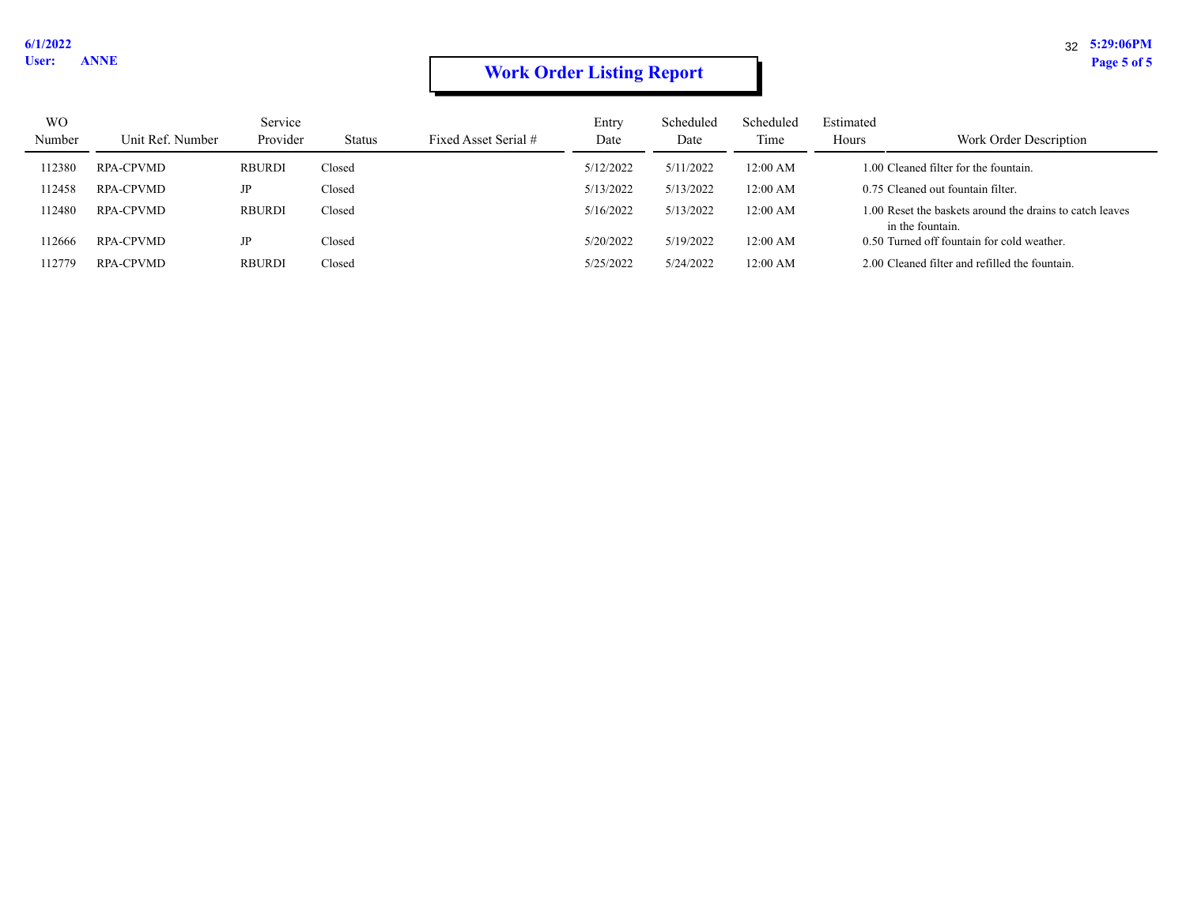6/1/2022
User: ANNE

5:29:06PM

# Work Order Listing Report

| WO Number | Unit Ref. Number | Service Provider | Status | Fixed Asset Serial # | Entry Date | Scheduled Date | Scheduled Time | Estimated Hours | Work Order Description |
|---|---|---|---|---|---|---|---|---|---|
| 112380 | RPA-CPVMD | RBURDI | Closed | | 5/12/2022 | 5/11/2022 | 12:00 AM | 1.00 | Cleaned filter for the fountain. |
| 112458 | RPA-CPVMD | JP | Closed | | 5/13/2022 | 5/13/2022 | 12:00 AM | 0.75 | Cleaned out fountain filter. |
| 112480 | RPA-CPVMD | RBURDI | Closed | | 5/16/2022 | 5/13/2022 | 12:00 AM | 1.00 | Reset the baskets around the drains to catch leaves in the fountain. |
| 112666 | RPA-CPVMD | JP | Closed | | 5/20/2022 | 5/19/2022 | 12:00 AM | 0.50 | Turned off fountain for cold weather. |
| 112779 | RPA-CPVMD | RBURDI | Closed | | 5/25/2022 | 5/24/2022 | 12:00 AM | 2.00 | Cleaned filter and refilled the fountain. |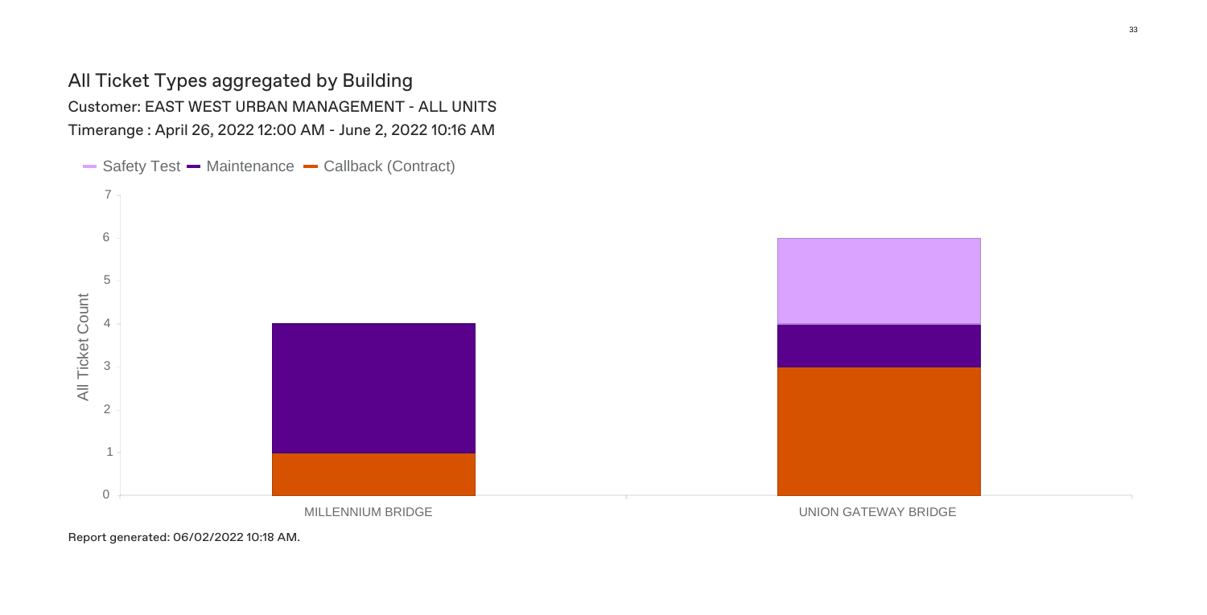## All Ticket Types aggregated by Building

Customer: EAST WEST URBAN MANAGEMENT - ALL UNITS

Timerange : April 26, 2022 12:00 AM - June 2, 2022 10:16 AM

Safety Test
Maintenance
Callback (Contract)

All Ticket Count

7
6
5
4
3
2
1
0

MILLENNIUM BRIDGE

UNION GATEWAY BRIDGE

Report generated: 06/02/2022 10:18 AM.